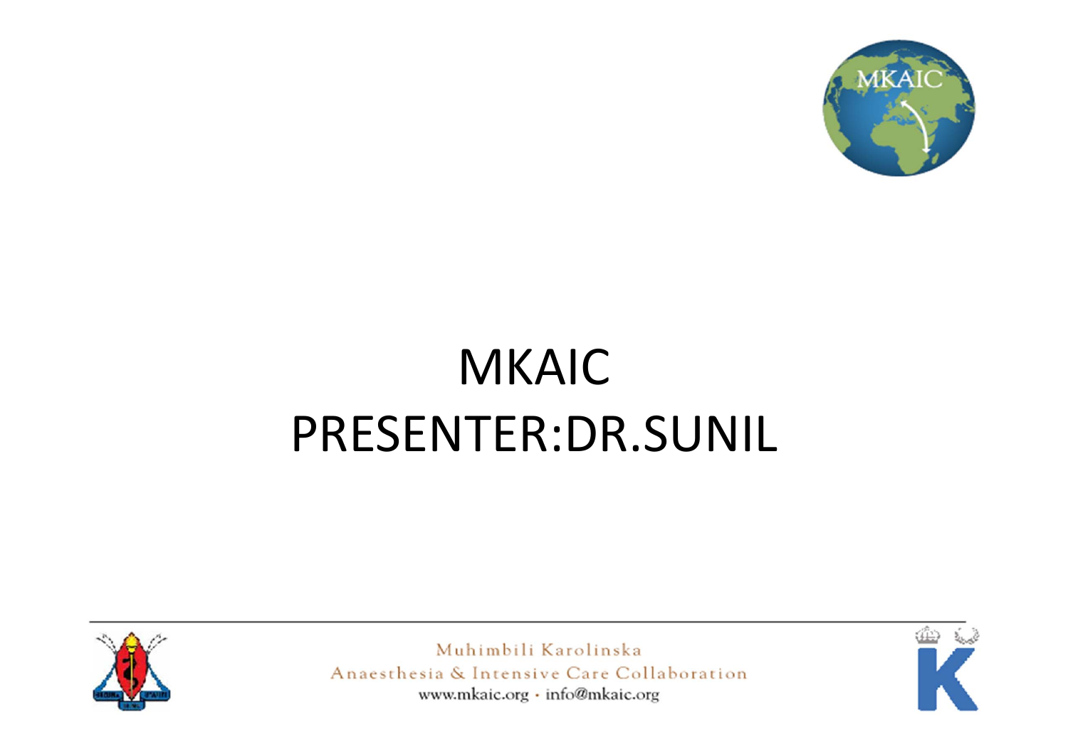# MKAIC
# PRESENTER:DR.SUNIL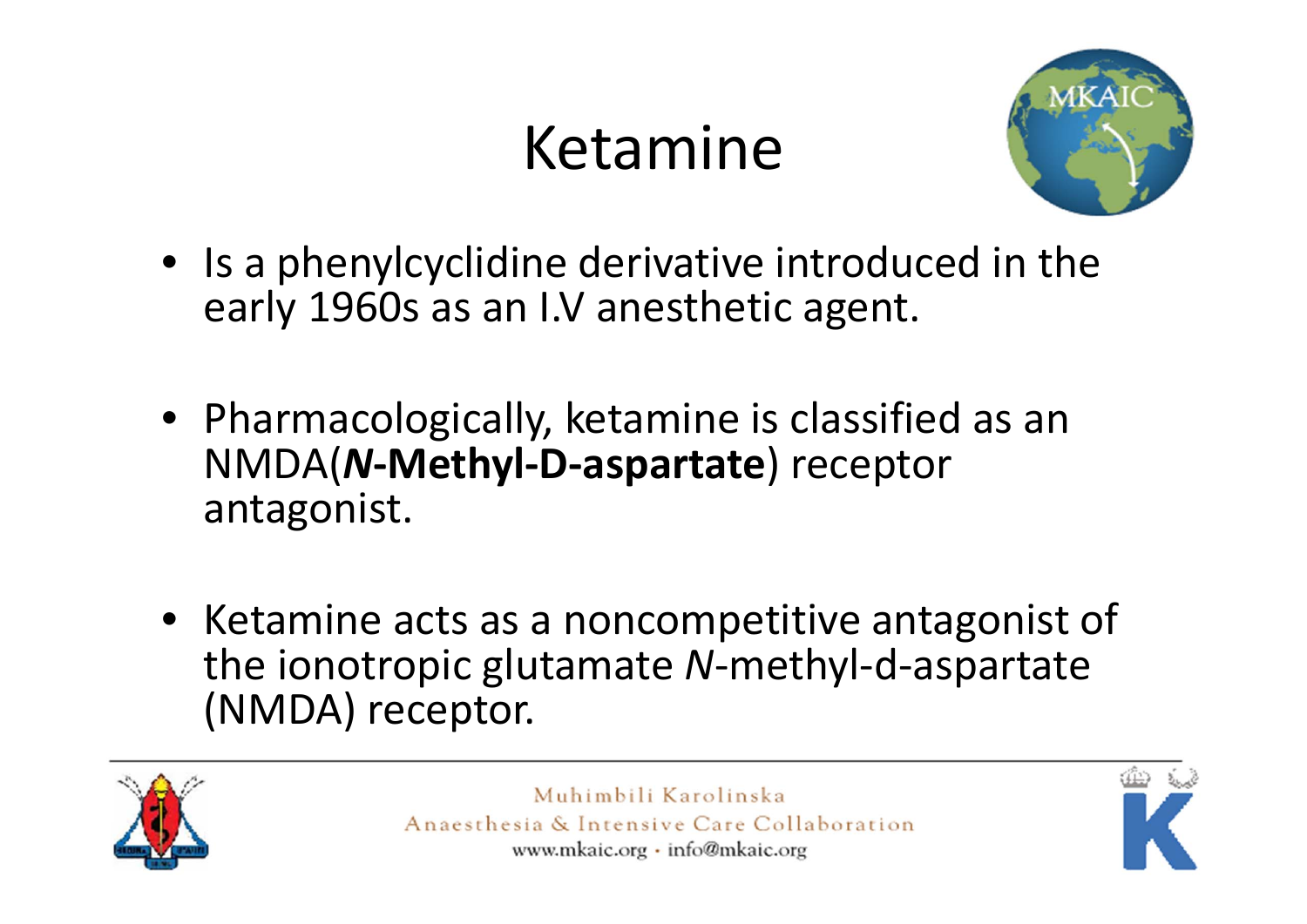# Ketamine

- Is a phenylcyclidine derivative introduced in the early 1960s as an I.V anesthetic agent.

- Pharmacologically, ketamine is classified as an NMDA(***N*-Methyl-D-aspartate**) receptor antagonist.

- Ketamine acts as a noncompetitive antagonist of the ionotropic glutamate *N*-methyl-d-aspartate (NMDA) receptor.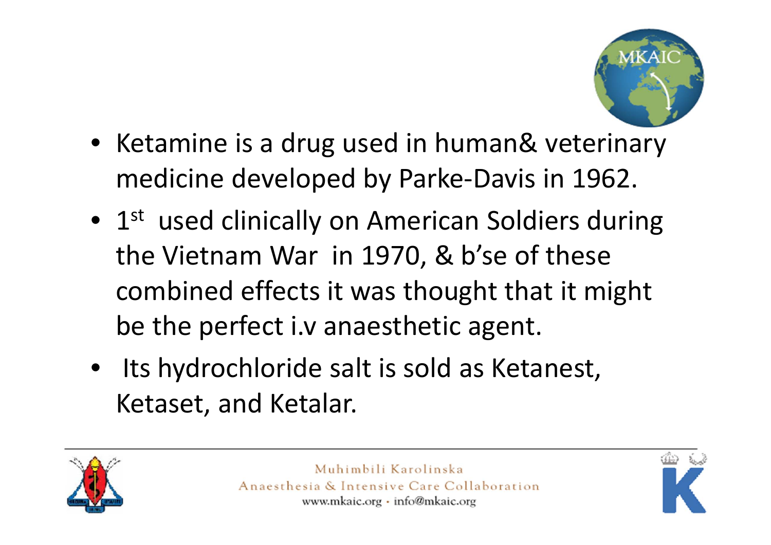- Ketamine is a drug used in human& veterinary medicine developed by Parke-Davis in 1962.
- 1st used clinically on American Soldiers during the Vietnam War in 1970, & b'se of these combined effects it was thought that it might be the perfect i.v anaesthetic agent.
- Its hydrochloride salt is sold as Ketanest, Ketaset, and Ketalar.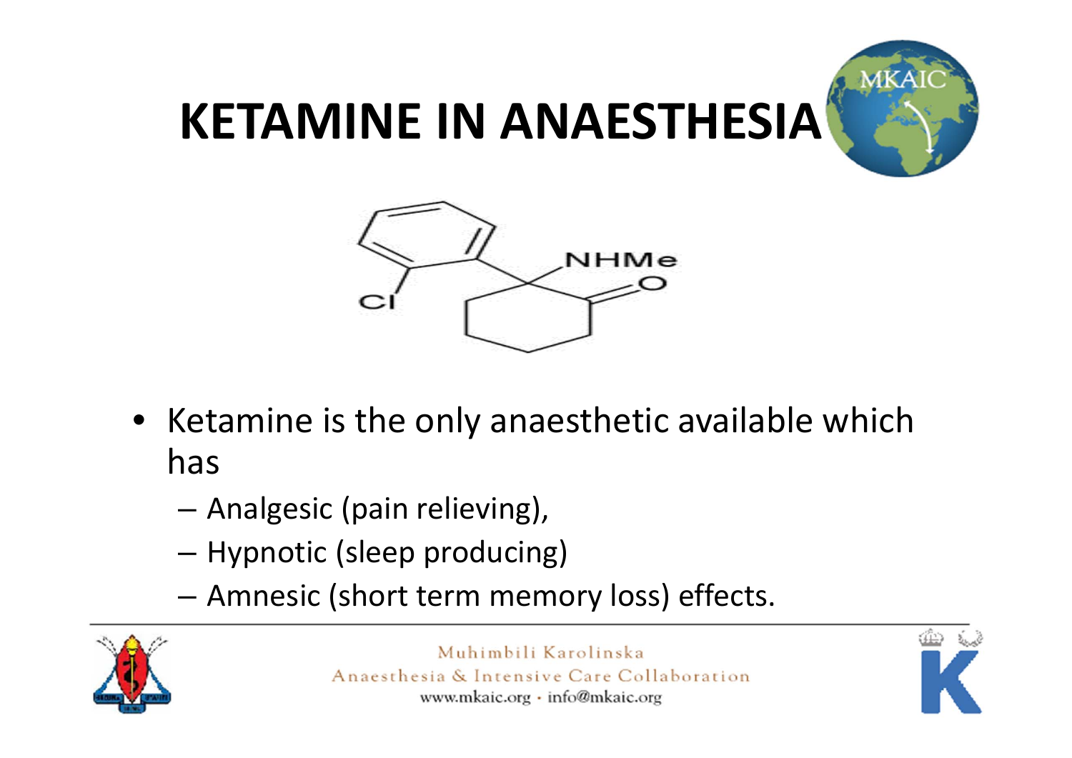# KETAMINE IN ANAESTHESIA

- Ketamine is the only anaesthetic available which has
  - Analgesic (pain relieving),
  - Hypnotic (sleep producing)
  - Amnesic (short term memory loss) effects.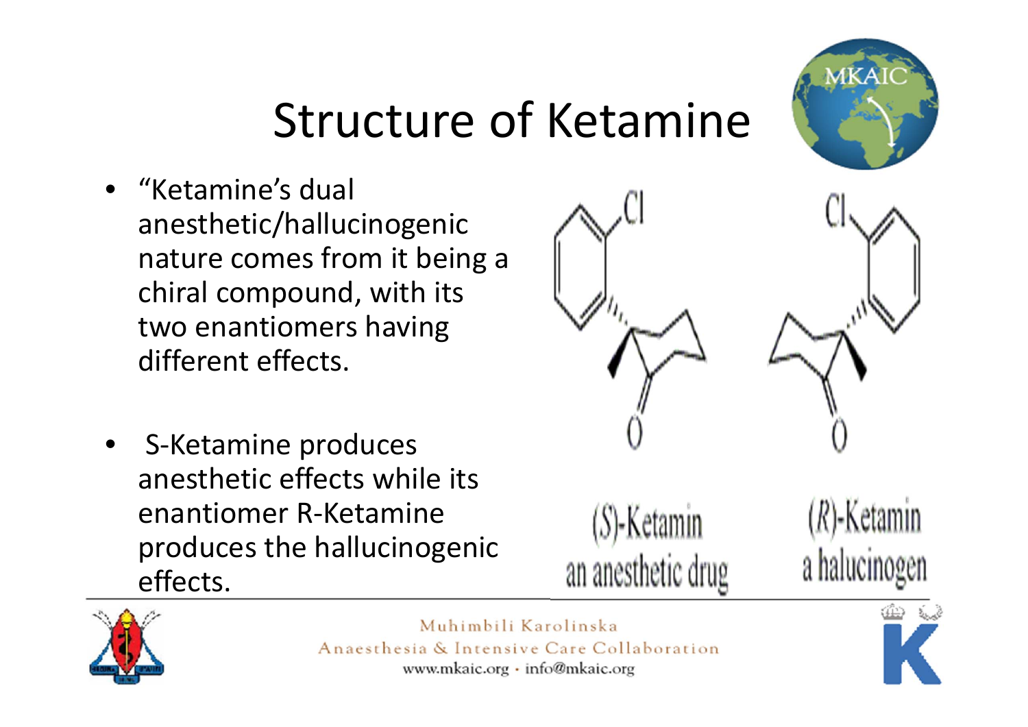# Structure of Ketamine

- "Ketamine's dual anesthetic/hallucinogenic nature comes from it being a chiral compound, with its two enantiomers having different effects.

- S-Ketamine produces anesthetic effects while its enantiomer R-Ketamine produces the hallucinogenic effects.

(S)-Ketamin
an anesthetic drug

(R)-Ketamin
a halucinogen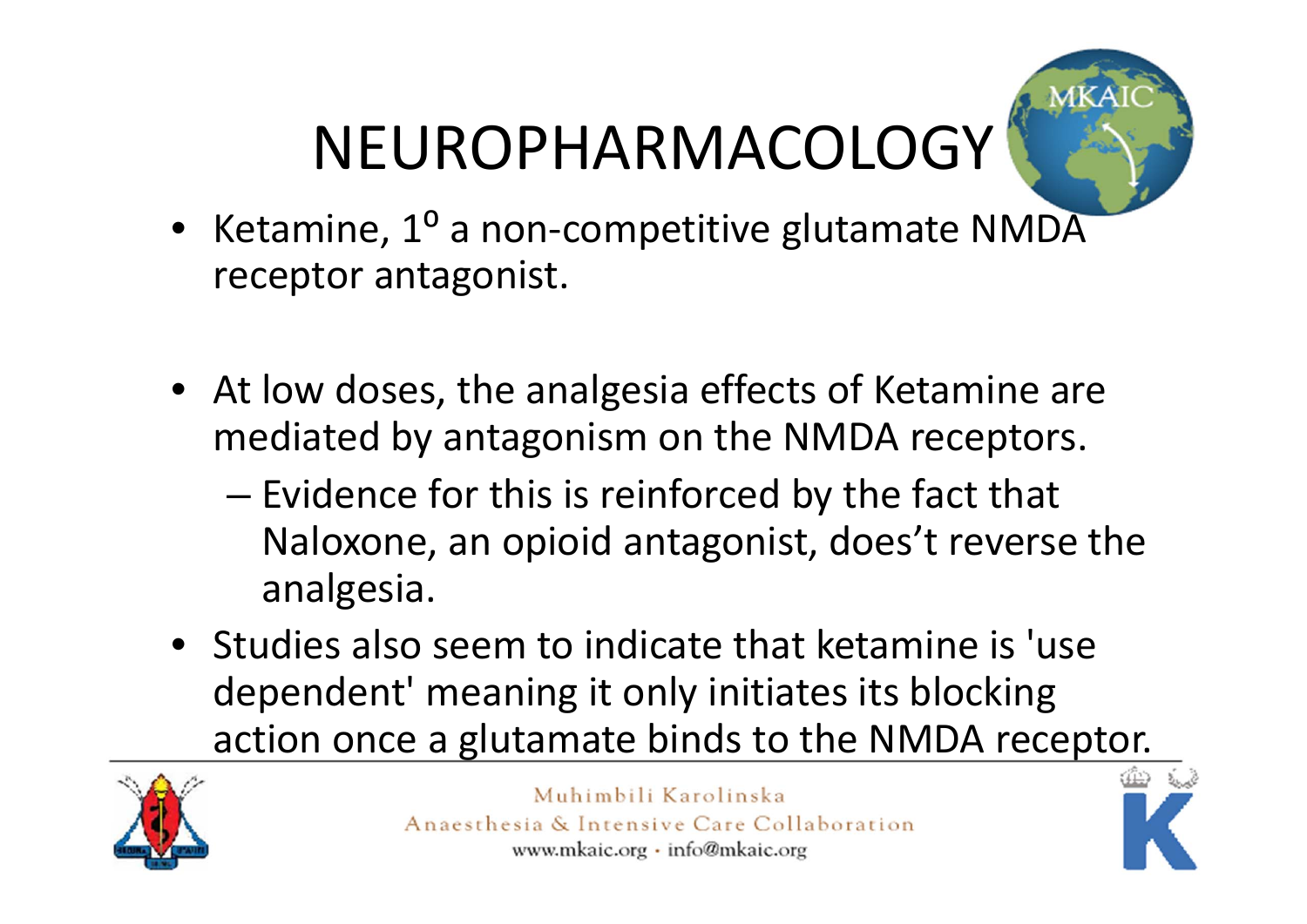# NEUROPHARMACOLOGY

- Ketamine, 1º a non-competitive glutamate NMDA receptor antagonist.

- At low doses, the analgesia effects of Ketamine are mediated by antagonism on the NMDA receptors.
  - Evidence for this is reinforced by the fact that Naloxone, an opioid antagonist, does't reverse the analgesia.
- Studies also seem to indicate that ketamine is 'use dependent' meaning it only initiates its blocking action once a glutamate binds to the NMDA receptor.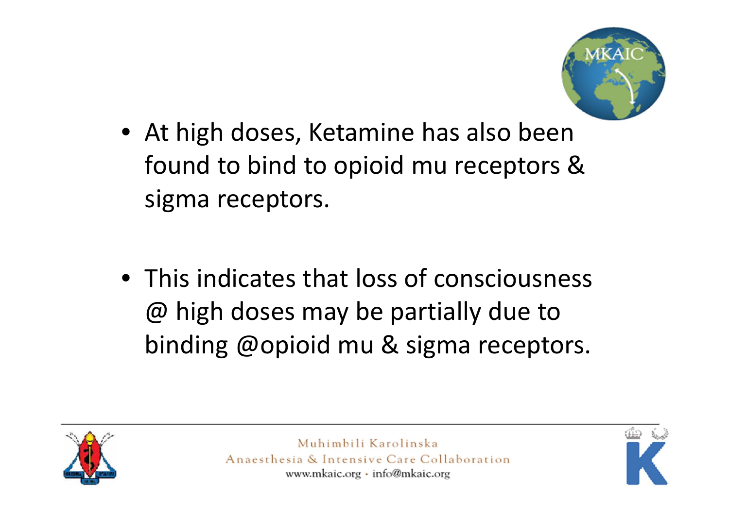- At high doses, Ketamine has also been found to bind to opioid mu receptors & sigma receptors.

- This indicates that loss of consciousness @ high doses may be partially due to binding @opioid mu & sigma receptors.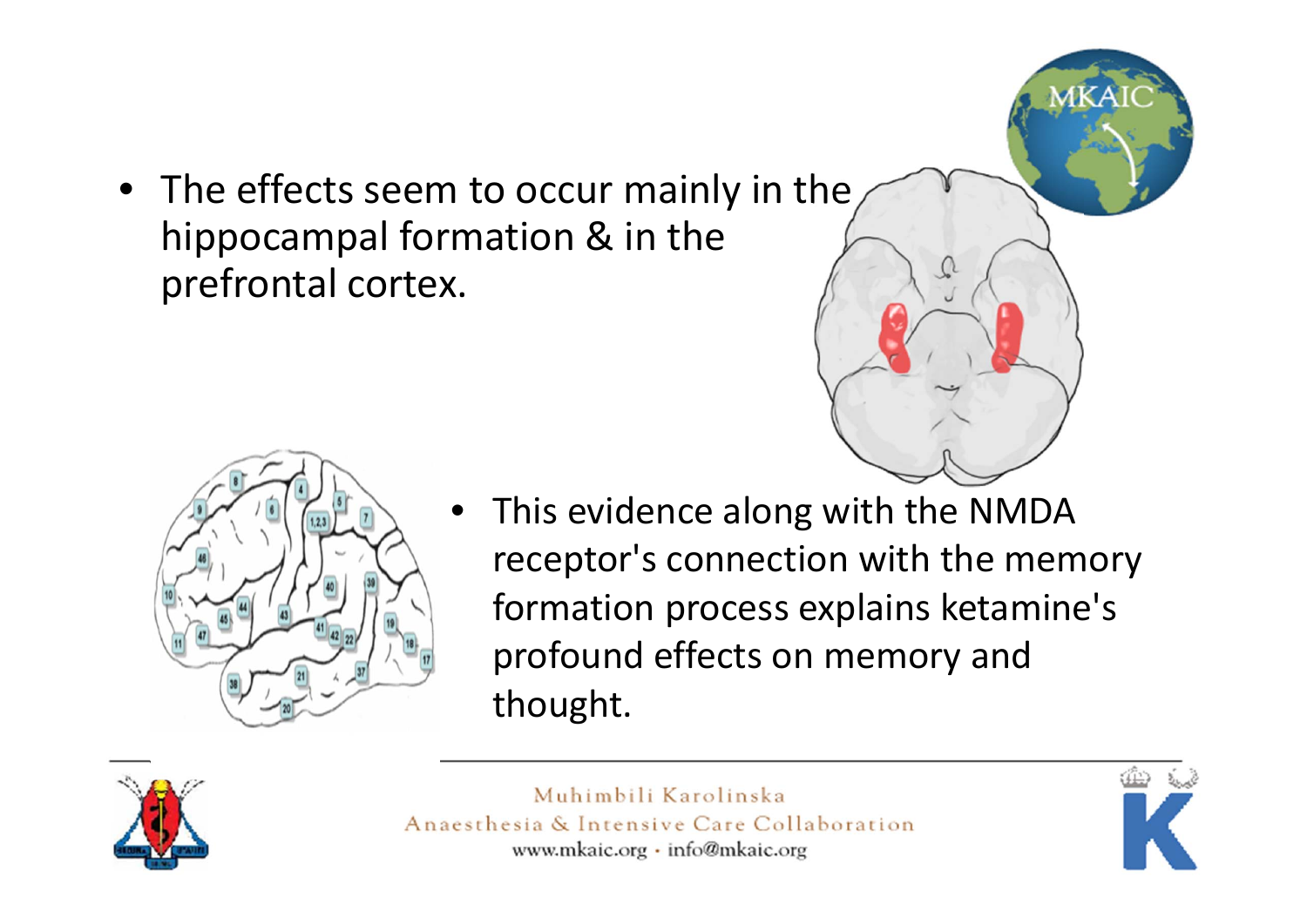- The effects seem to occur mainly in the hippocampal formation & in the prefrontal cortex.

- This evidence along with the NMDA receptor's connection with the memory formation process explains ketamine's profound effects on memory and thought.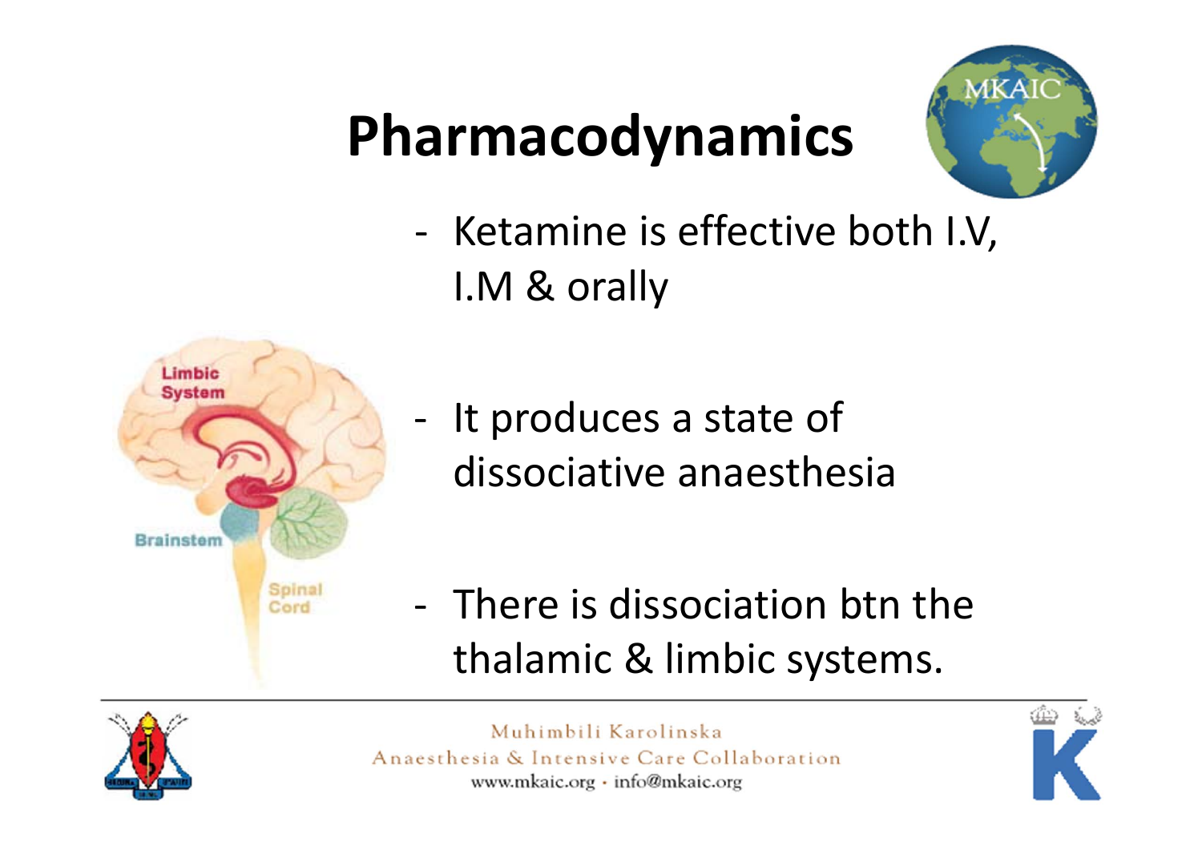# Pharmacodynamics

- Ketamine is effective both I.V, I.M & orally

- It produces a state of dissociative anaesthesia

- There is dissociation btn the thalamic & limbic systems.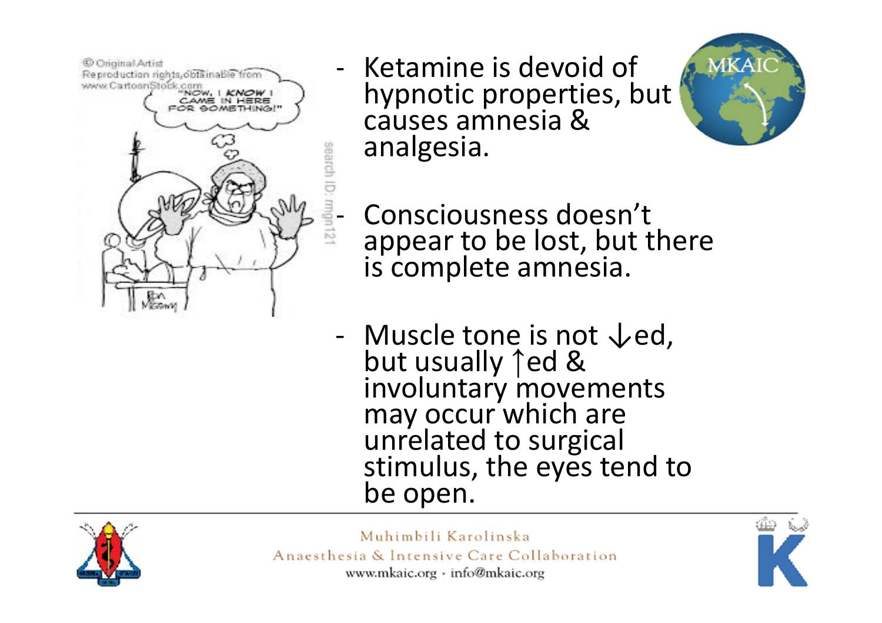- Ketamine is devoid of hypnotic properties, but causes amnesia & analgesia.
- Consciousness doesn't appear to be lost, but there is complete amnesia.
- Muscle tone is not ↓ed, but usually ↑ed & involuntary movements may occur which are unrelated to surgical stimulus, the eyes tend to be open.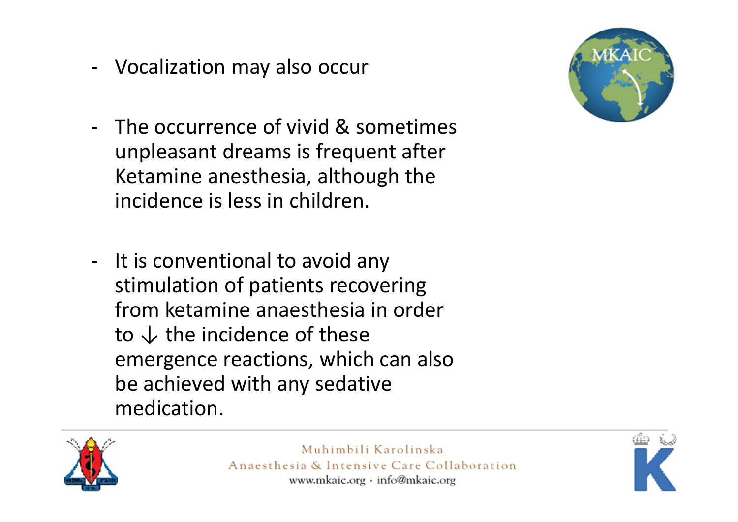- Vocalization may also occur

- The occurrence of vivid & sometimes unpleasant dreams is frequent after Ketamine anesthesia, although the incidence is less in children.

- It is conventional to avoid any stimulation of patients recovering from ketamine anaesthesia in order to ↓ the incidence of these emergence reactions, which can also be achieved with any sedative medication.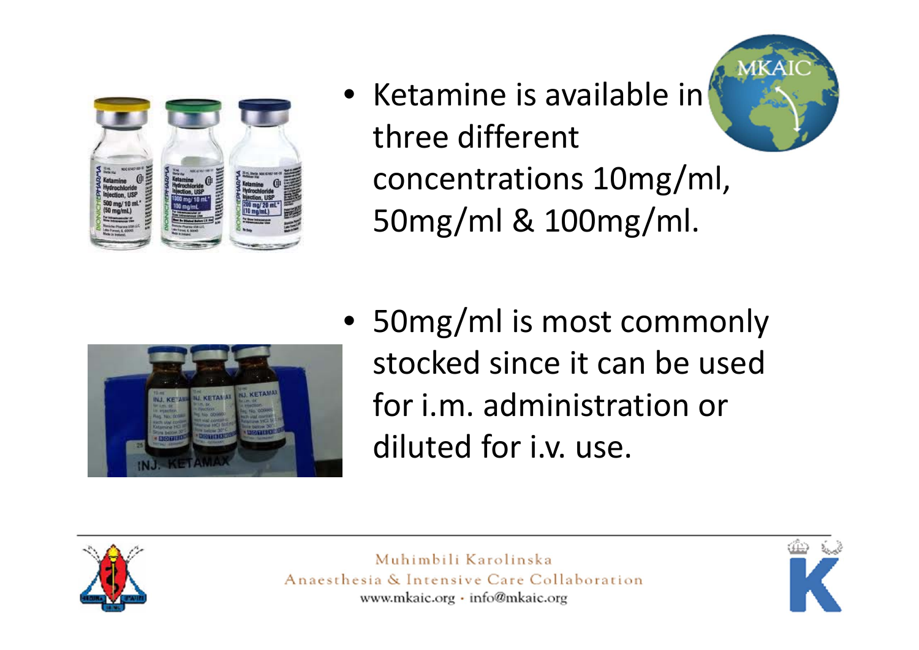- Ketamine is available in three different concentrations 10mg/ml, 50mg/ml & 100mg/ml.

- 50mg/ml is most commonly stocked since it can be used for i.m. administration or diluted for i.v. use.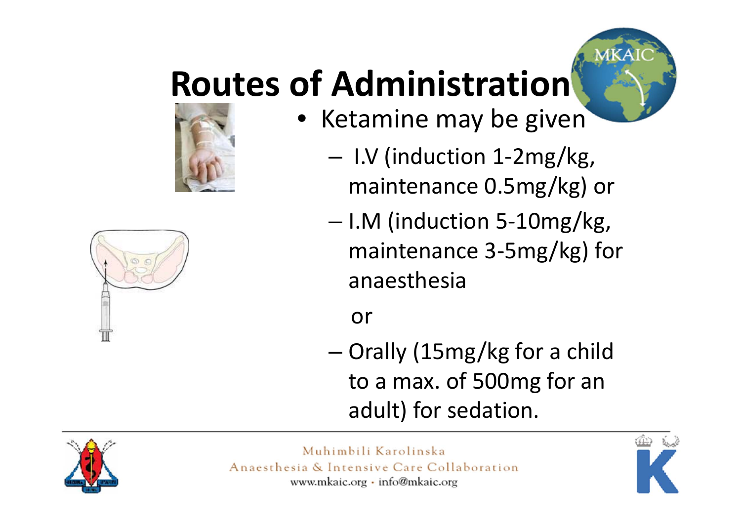# Routes of Administration

- Ketamine may be given
  - I.V (induction 1-2mg/kg, maintenance 0.5mg/kg) or
  - I.M (induction 5-10mg/kg, maintenance 3-5mg/kg) for anaesthesia

    or
  - Orally (15mg/kg for a child to a max. of 500mg for an adult) for sedation.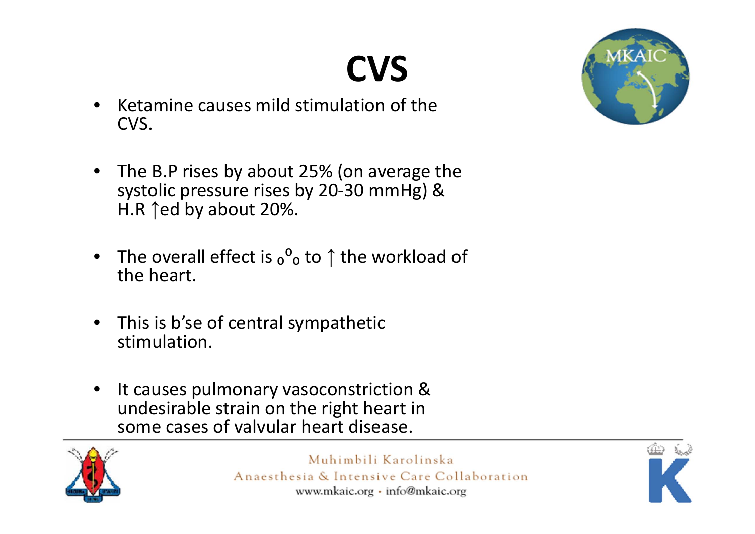# CVS

- Ketamine causes mild stimulation of the CVS.
- The B.P rises by about 25% (on average the systolic pressure rises by 20-30 mmHg) & H.R ↑ed by about 20%.
- The overall effect is $_o{}^o{}_o$ to ↑ the workload of the heart.
- This is b'se of central sympathetic stimulation.
- It causes pulmonary vasoconstriction & undesirable strain on the right heart in some cases of valvular heart disease.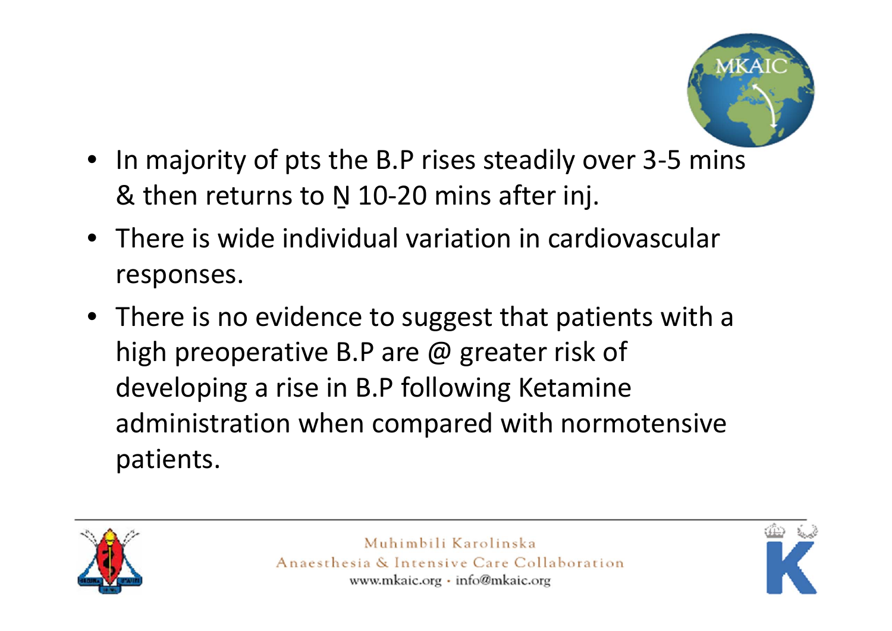- In majority of pts the B.P rises steadily over 3-5 mins & then returns to N̲ 10-20 mins after inj.
- There is wide individual variation in cardiovascular responses.
- There is no evidence to suggest that patients with a high preoperative B.P are @ greater risk of developing a rise in B.P following Ketamine administration when compared with normotensive patients.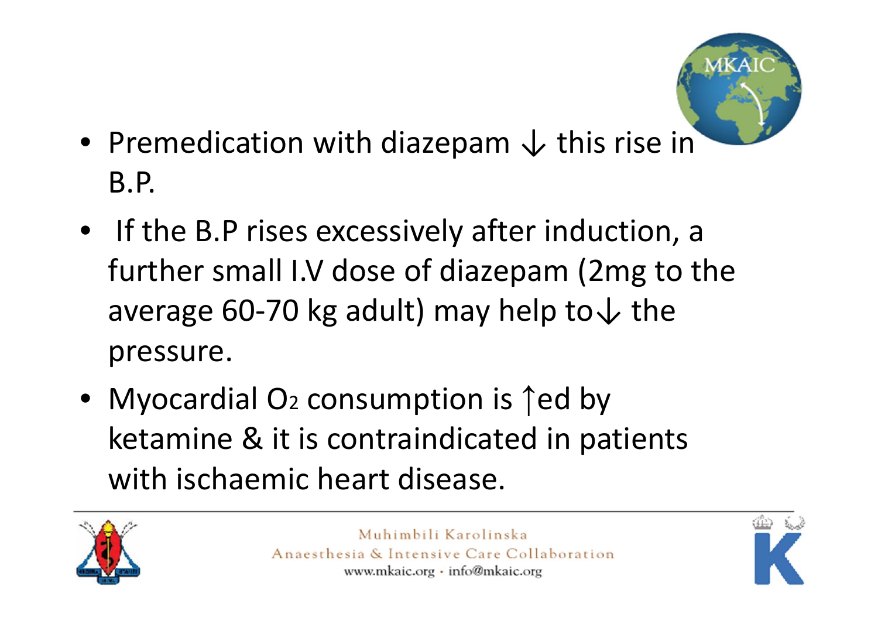- Premedication with diazepam ↓ this rise in B.P.
- If the B.P rises excessively after induction, a further small I.V dose of diazepam (2mg to the average 60-70 kg adult) may help to↓ the pressure.
- Myocardial $O_2$ consumption is ↑ed by ketamine & it is contraindicated in patients with ischaemic heart disease.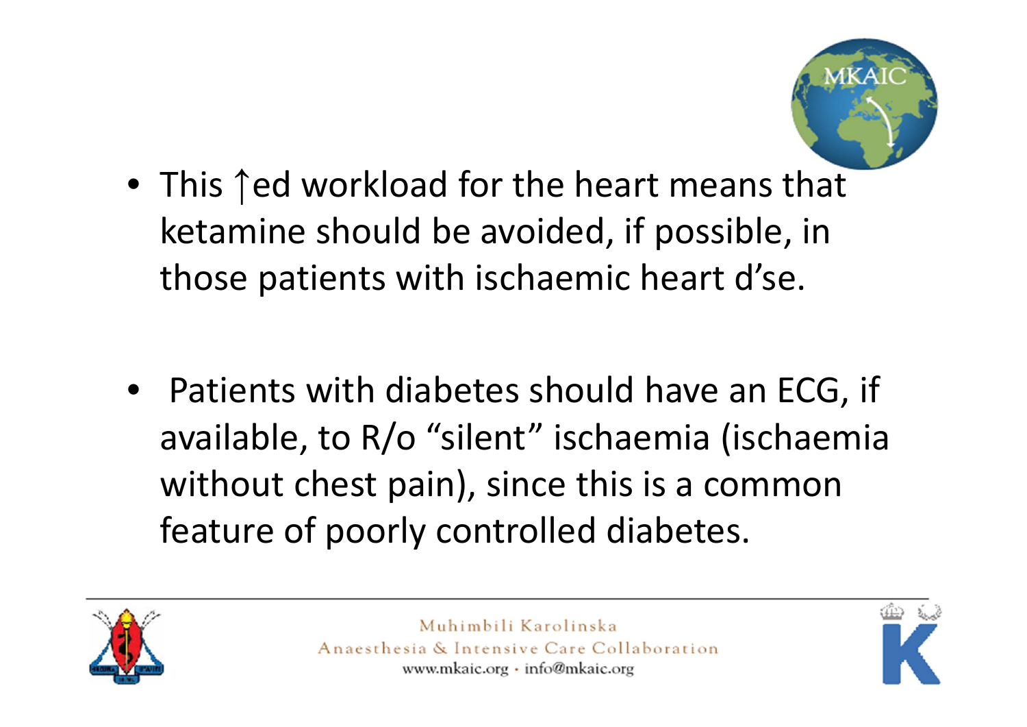- This ↑ed workload for the heart means that ketamine should be avoided, if possible, in those patients with ischaemic heart d'se.

- Patients with diabetes should have an ECG, if available, to R/o "silent" ischaemia (ischaemia without chest pain), since this is a common feature of poorly controlled diabetes.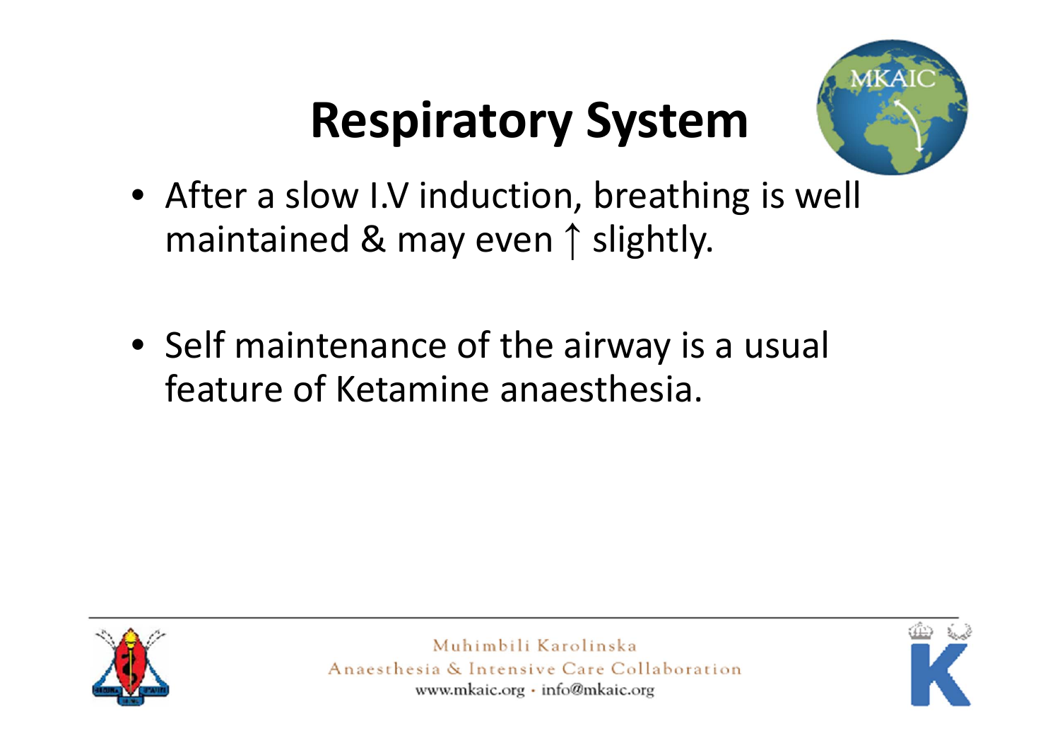# Respiratory System

- After a slow I.V induction, breathing is well maintained & may even ↑ slightly.

- Self maintenance of the airway is a usual feature of Ketamine anaesthesia.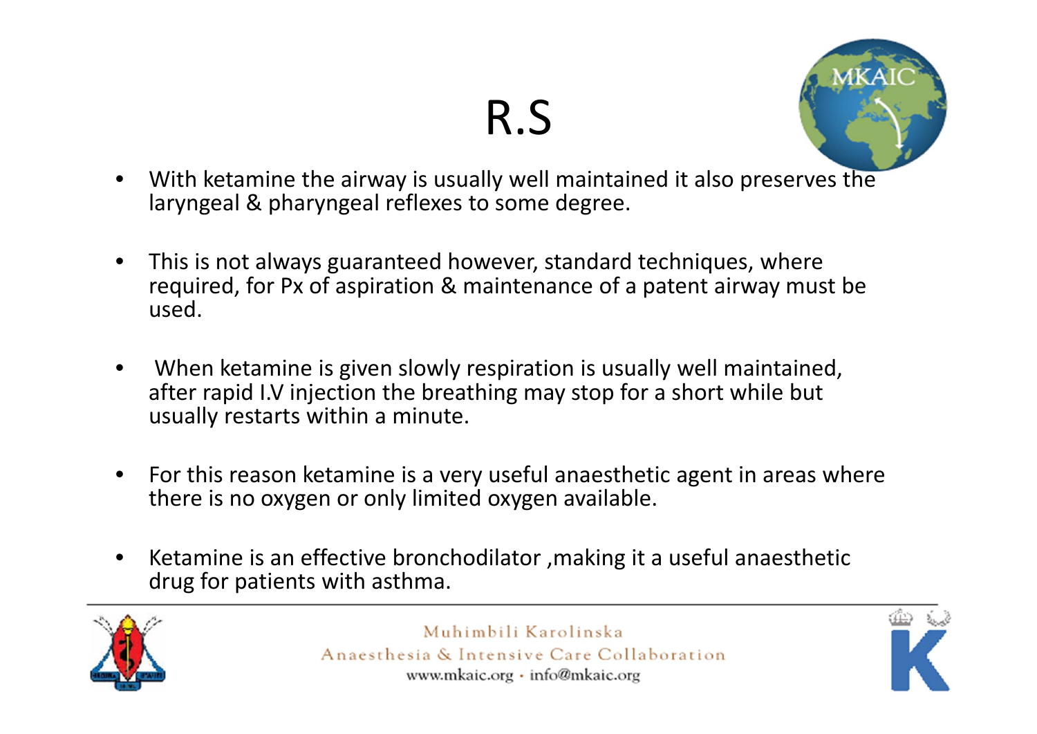# R.S

- With ketamine the airway is usually well maintained it also preserves the laryngeal & pharyngeal reflexes to some degree.

- This is not always guaranteed however, standard techniques, where required, for Px of aspiration & maintenance of a patent airway must be used.

- When ketamine is given slowly respiration is usually well maintained, after rapid I.V injection the breathing may stop for a short while but usually restarts within a minute.

- For this reason ketamine is a very useful anaesthetic agent in areas where there is no oxygen or only limited oxygen available.

- Ketamine is an effective bronchodilator ,making it a useful anaesthetic drug for patients with asthma.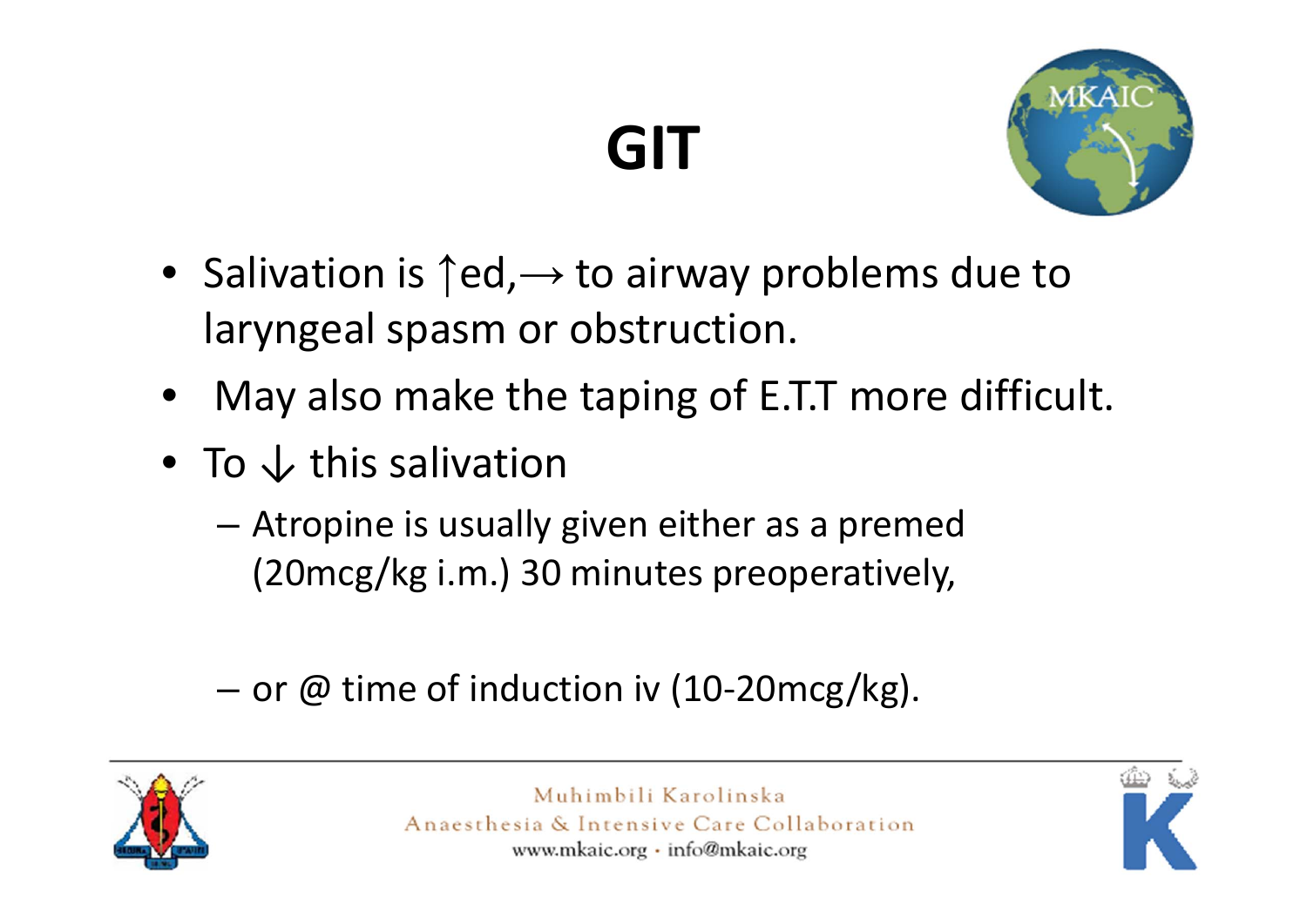# GIT

- Salivation is ↑ed,→ to airway problems due to laryngeal spasm or obstruction.
- May also make the taping of E.T.T more difficult.
- To ↓ this salivation
  - Atropine is usually given either as a premed (20mcg/kg i.m.) 30 minutes preoperatively,
  - or @ time of induction iv (10-20mcg/kg).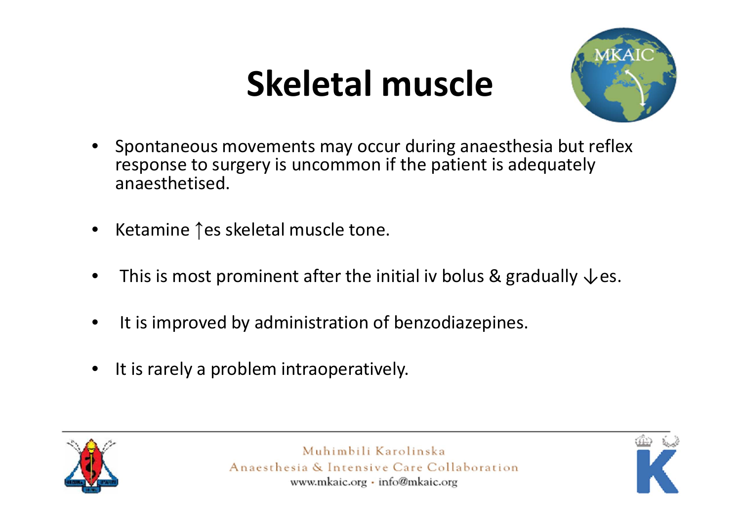# Skeletal muscle

- Spontaneous movements may occur during anaesthesia but reflex response to surgery is uncommon if the patient is adequately anaesthetised.
- Ketamine ↑es skeletal muscle tone.
- This is most prominent after the initial iv bolus & gradually ↓es.
- It is improved by administration of benzodiazepines.
- It is rarely a problem intraoperatively.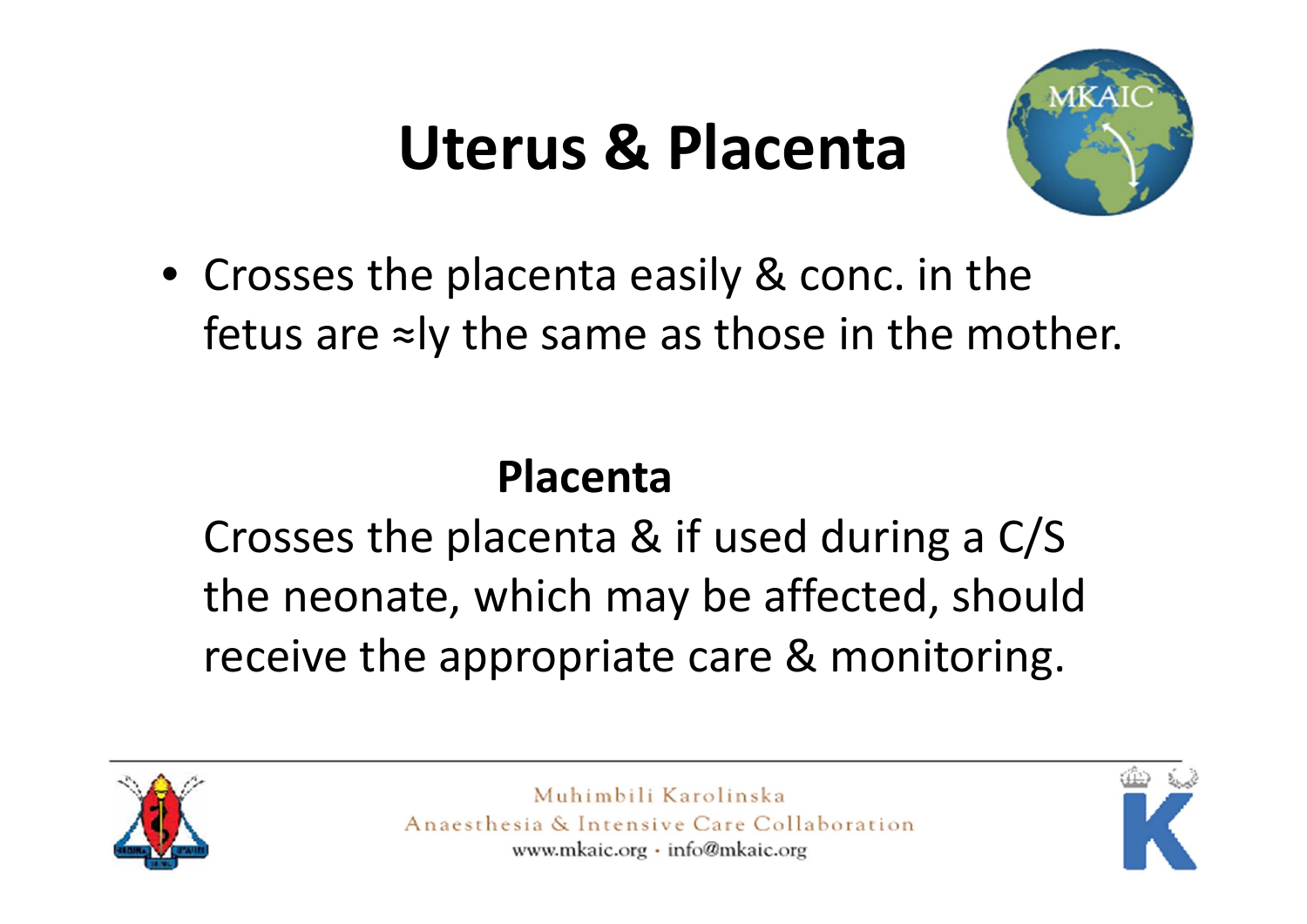# Uterus & Placenta

- Crosses the placenta easily & conc. in the fetus are ≈ly the same as those in the mother.

**Placenta**

Crosses the placenta & if used during a C/S the neonate, which may be affected, should receive the appropriate care & monitoring.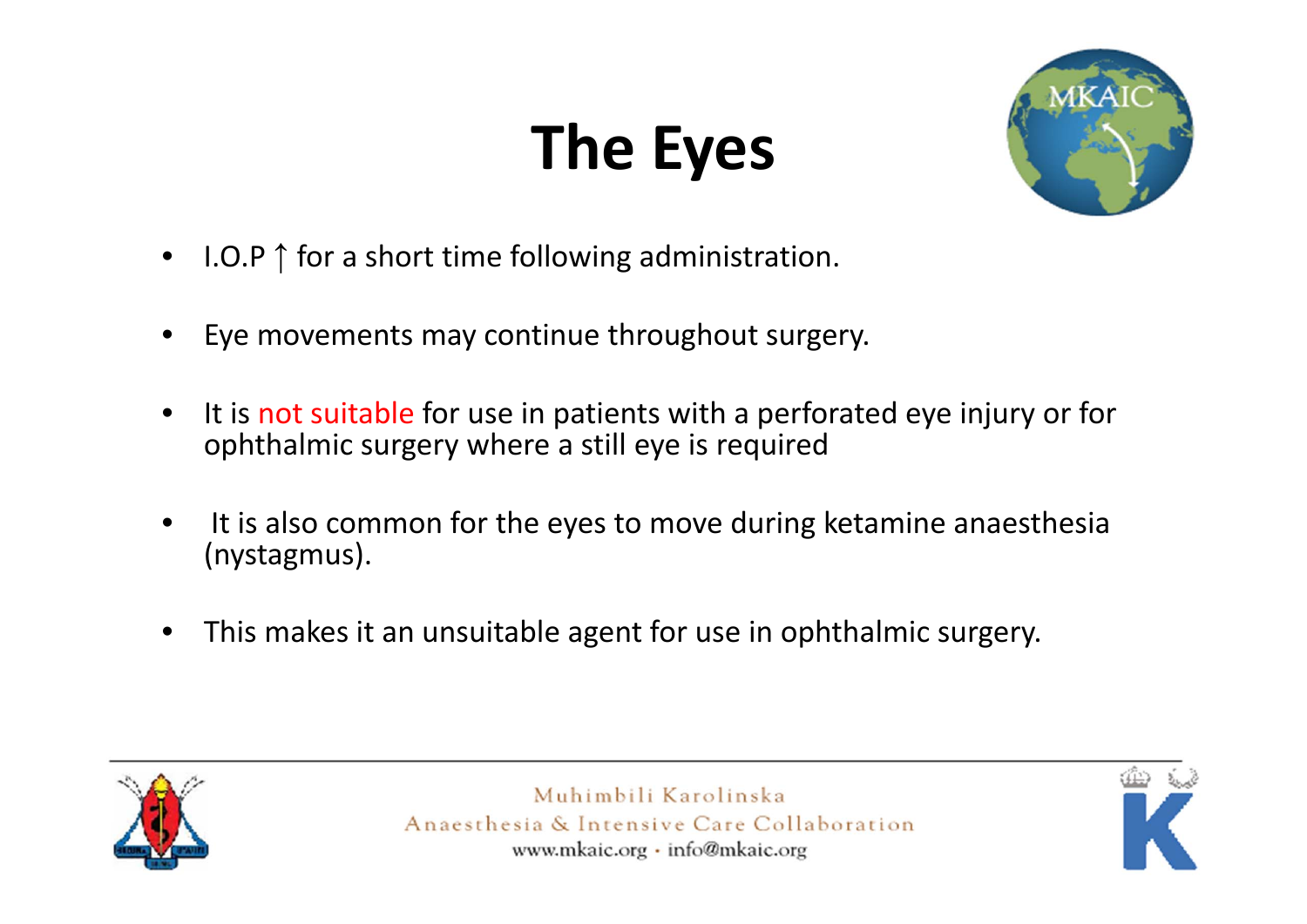# The Eyes

- I.O.P ↑ for a short time following administration.
- Eye movements may continue throughout surgery.
- It is not suitable for use in patients with a perforated eye injury or for ophthalmic surgery where a still eye is required
- It is also common for the eyes to move during ketamine anaesthesia (nystagmus).
- This makes it an unsuitable agent for use in ophthalmic surgery.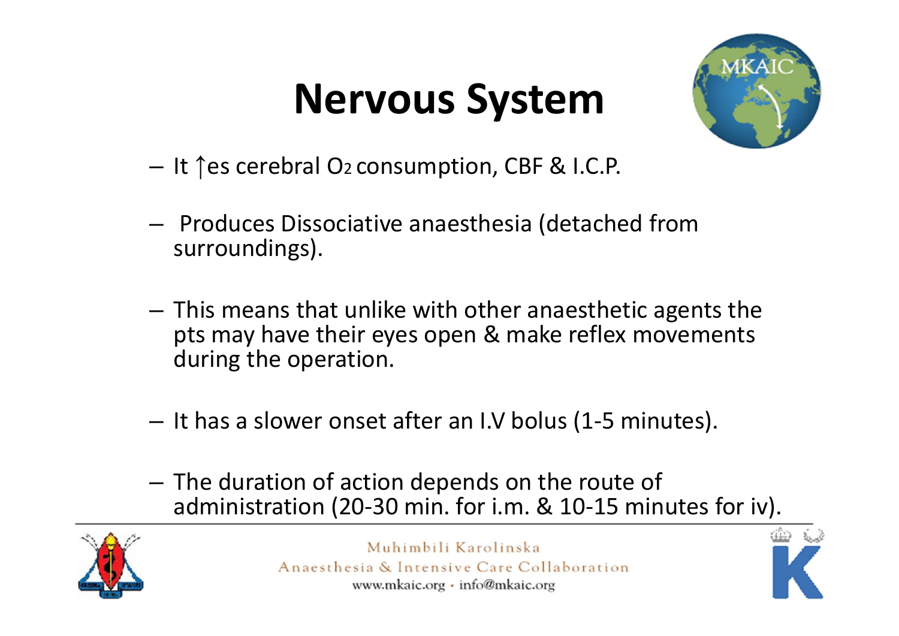# Nervous System

- It ↑es cerebral $O_2$ consumption, CBF & I.C.P.
- Produces Dissociative anaesthesia (detached from surroundings).
- This means that unlike with other anaesthetic agents the pts may have their eyes open & make reflex movements during the operation.
- It has a slower onset after an I.V bolus (1-5 minutes).
- The duration of action depends on the route of administration (20-30 min. for i.m. & 10-15 minutes for iv).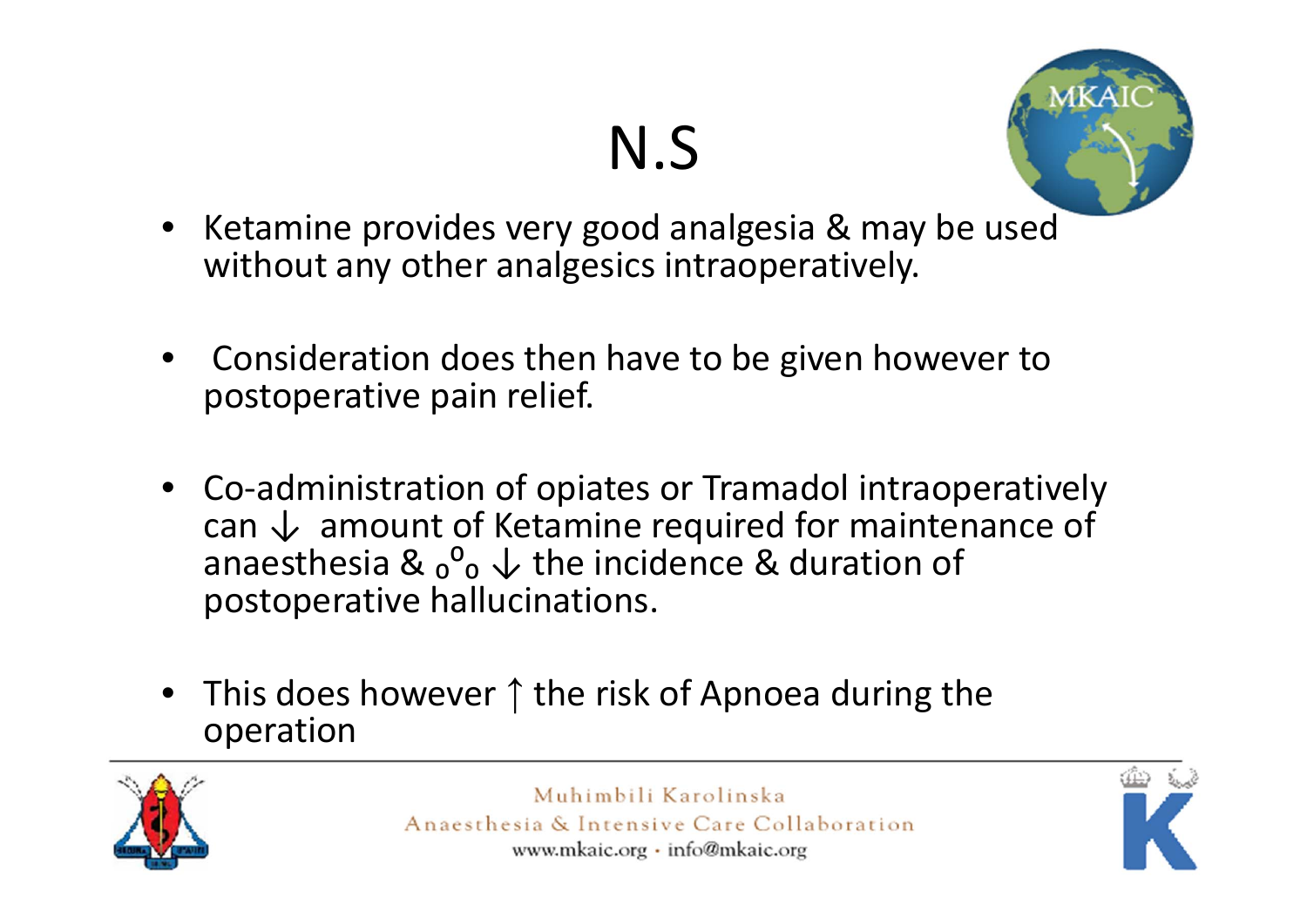# N.S

- Ketamine provides very good analgesia & may be used without any other analgesics intraoperatively.
- Consideration does then have to be given however to postoperative pain relief.
- Co-administration of opiates or Tramadol intraoperatively can ↓ amount of Ketamine required for maintenance of anaesthesia & $_o{}^o{}_o$ ↓ the incidence & duration of postoperative hallucinations.
- This does however ↑ the risk of Apnoea during the operation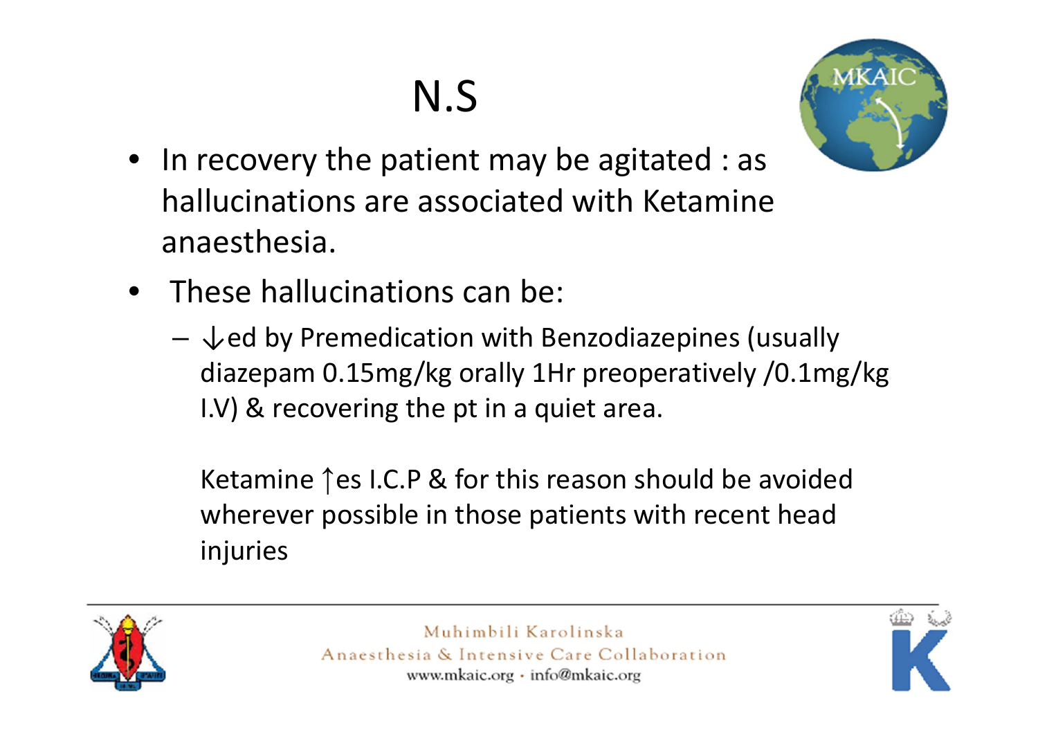# N.S

- In recovery the patient may be agitated : as hallucinations are associated with Ketamine anaesthesia.
- These hallucinations can be:
  - ↓ed by Premedication with Benzodiazepines (usually diazepam 0.15mg/kg orally 1Hr preoperatively /0.1mg/kg I.V) & recovering the pt in a quiet area.

    Ketamine ↑es I.C.P & for this reason should be avoided wherever possible in those patients with recent head injuries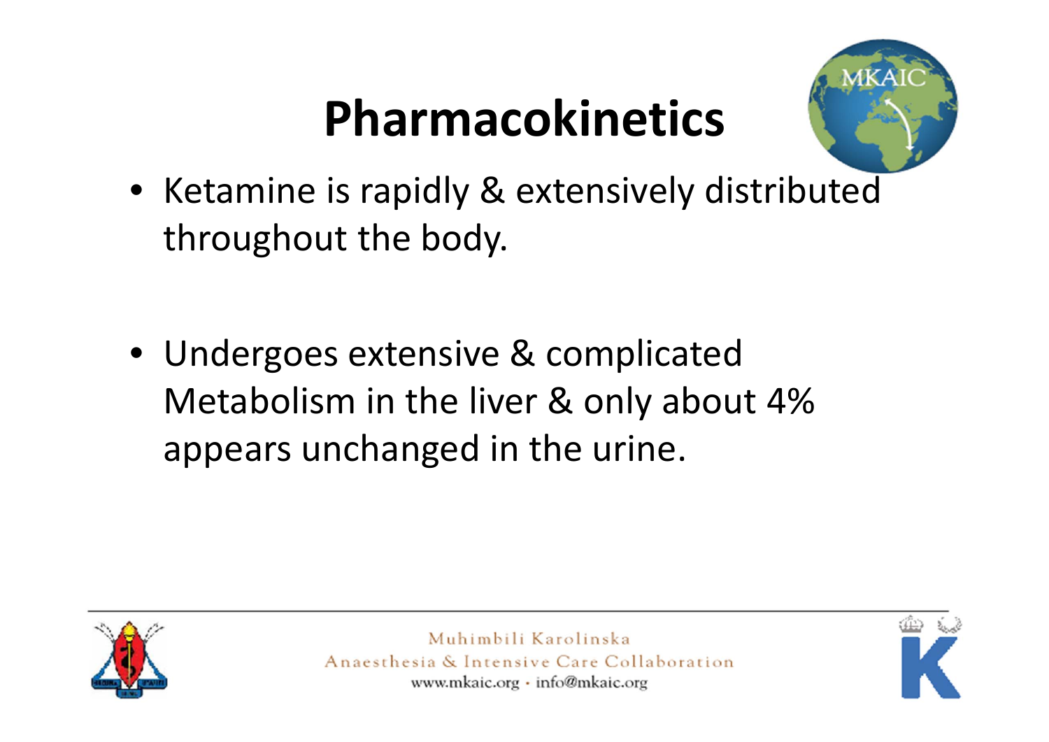# Pharmacokinetics

- Ketamine is rapidly & extensively distributed throughout the body.
- Undergoes extensive & complicated Metabolism in the liver & only about 4% appears unchanged in the urine.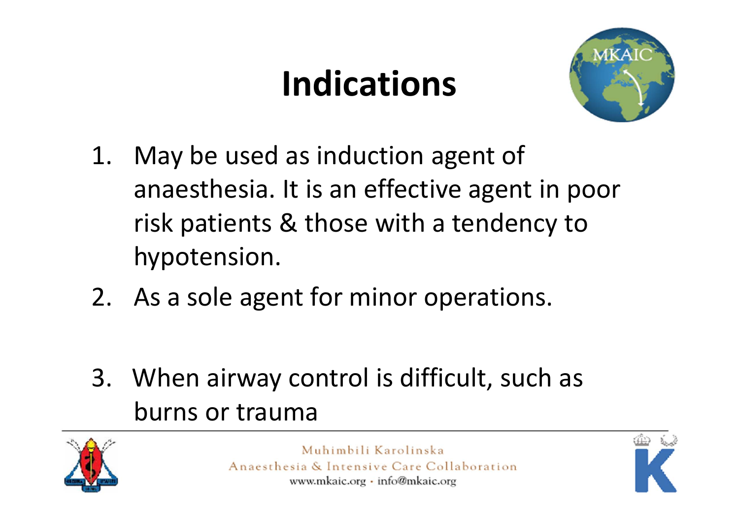# Indications

1. May be used as induction agent of anaesthesia. It is an effective agent in poor risk patients & those with a tendency to hypotension.
2. As a sole agent for minor operations.
3. When airway control is difficult, such as burns or trauma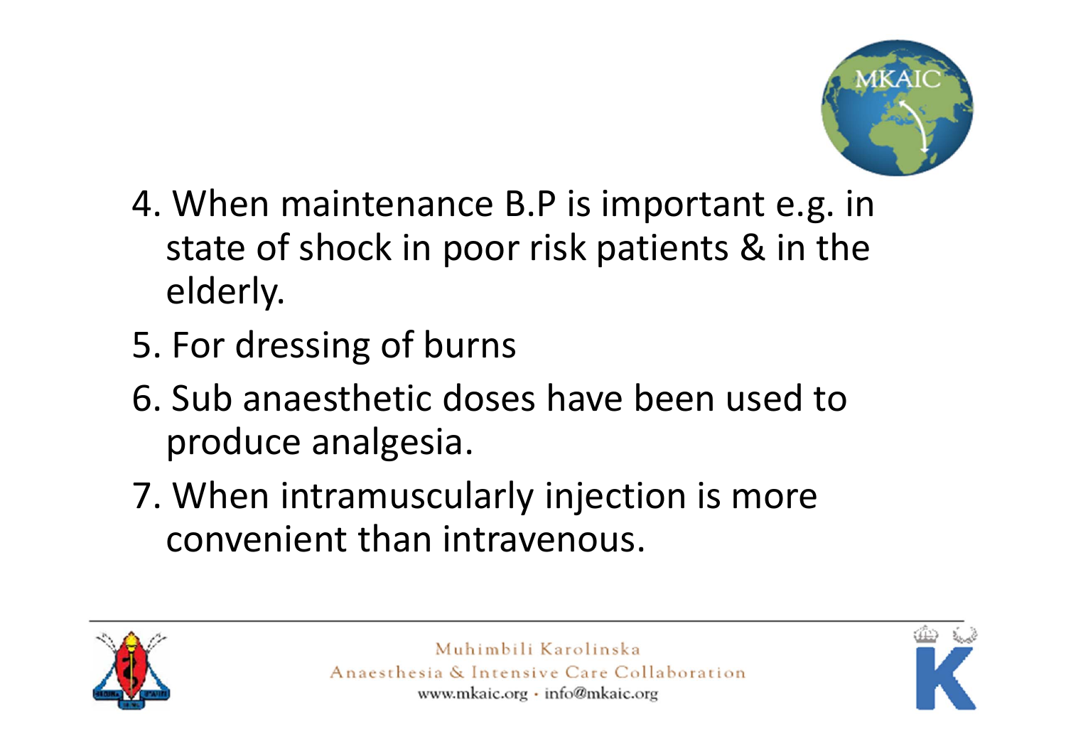4. When maintenance B.P is important e.g. in state of shock in poor risk patients & in the elderly.
5. For dressing of burns
6. Sub anaesthetic doses have been used to produce analgesia.
7. When intramuscularly injection is more convenient than intravenous.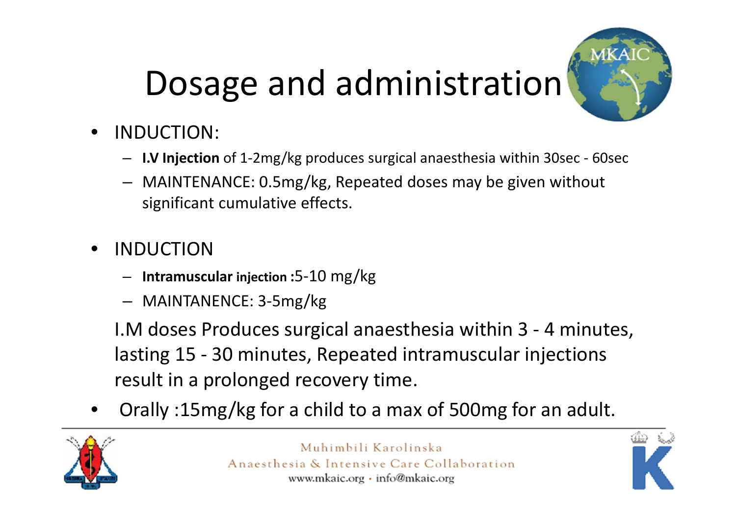# Dosage and administration

- INDUCTION:
  - **I.V Injection** of 1-2mg/kg produces surgical anaesthesia within 30sec - 60sec
  - MAINTENANCE: 0.5mg/kg, Repeated doses may be given without significant cumulative effects.

- INDUCTION
  - **Intramuscular injection** :5-10 mg/kg
  - MAINTANENCE: 3-5mg/kg

  I.M doses Produces surgical anaesthesia within 3 - 4 minutes, lasting 15 - 30 minutes, Repeated intramuscular injections result in a prolonged recovery time.

- Orally :15mg/kg for a child to a max of 500mg for an adult.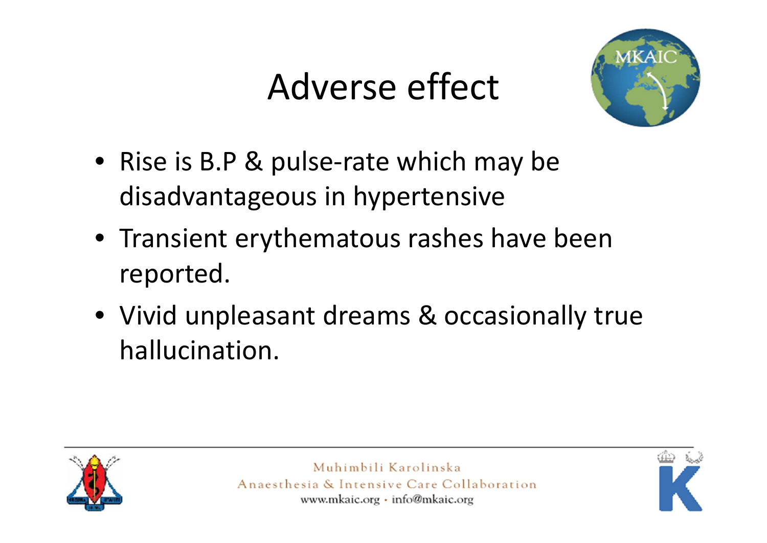# Adverse effect

- Rise is B.P & pulse-rate which may be disadvantageous in hypertensive
- Transient erythematous rashes have been reported.
- Vivid unpleasant dreams & occasionally true hallucination.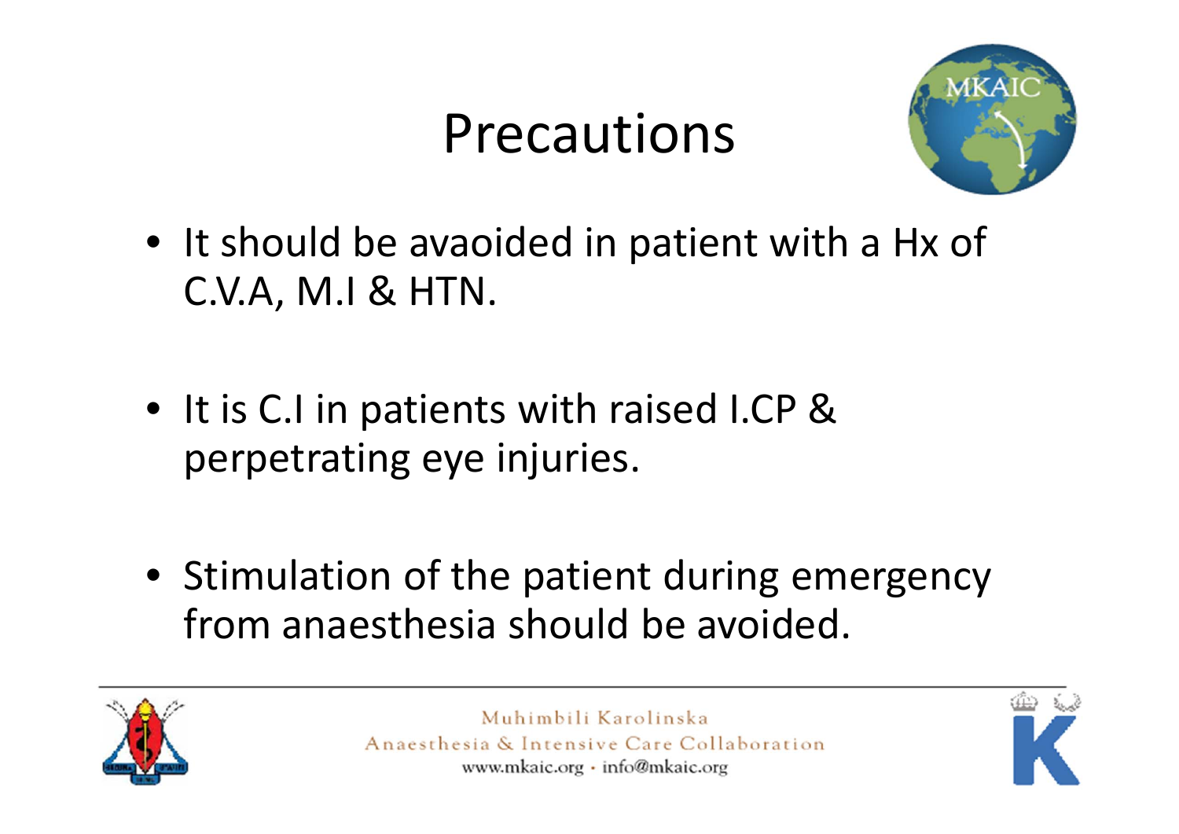# Precautions

- It should be avaoided in patient with a Hx of C.V.A, M.I & HTN.
- It is C.I in patients with raised I.CP & perpetrating eye injuries.
- Stimulation of the patient during emergency from anaesthesia should be avoided.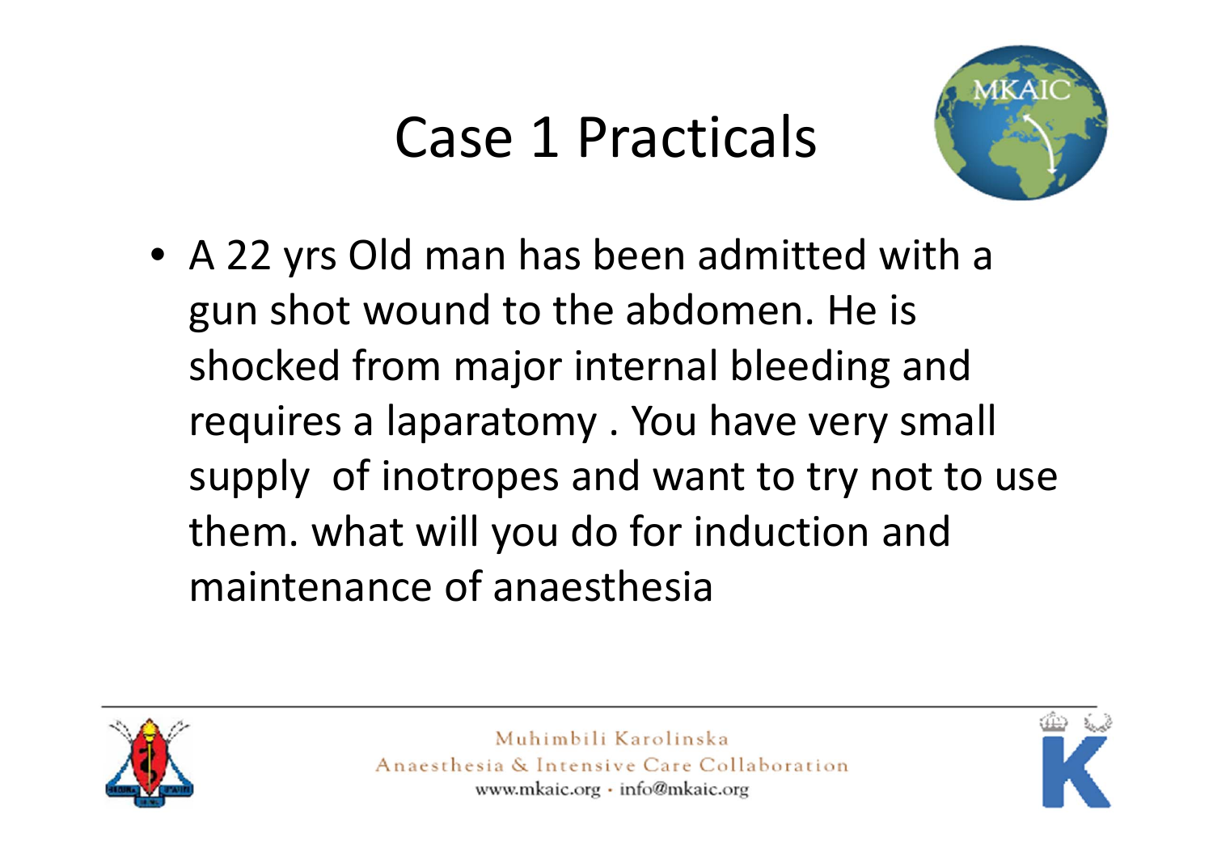# Case 1 Practicals

- A 22 yrs Old man has been admitted with a gun shot wound to the abdomen. He is shocked from major internal bleeding and requires a laparatomy . You have very small supply of inotropes and want to try not to use them. what will you do for induction and maintenance of anaesthesia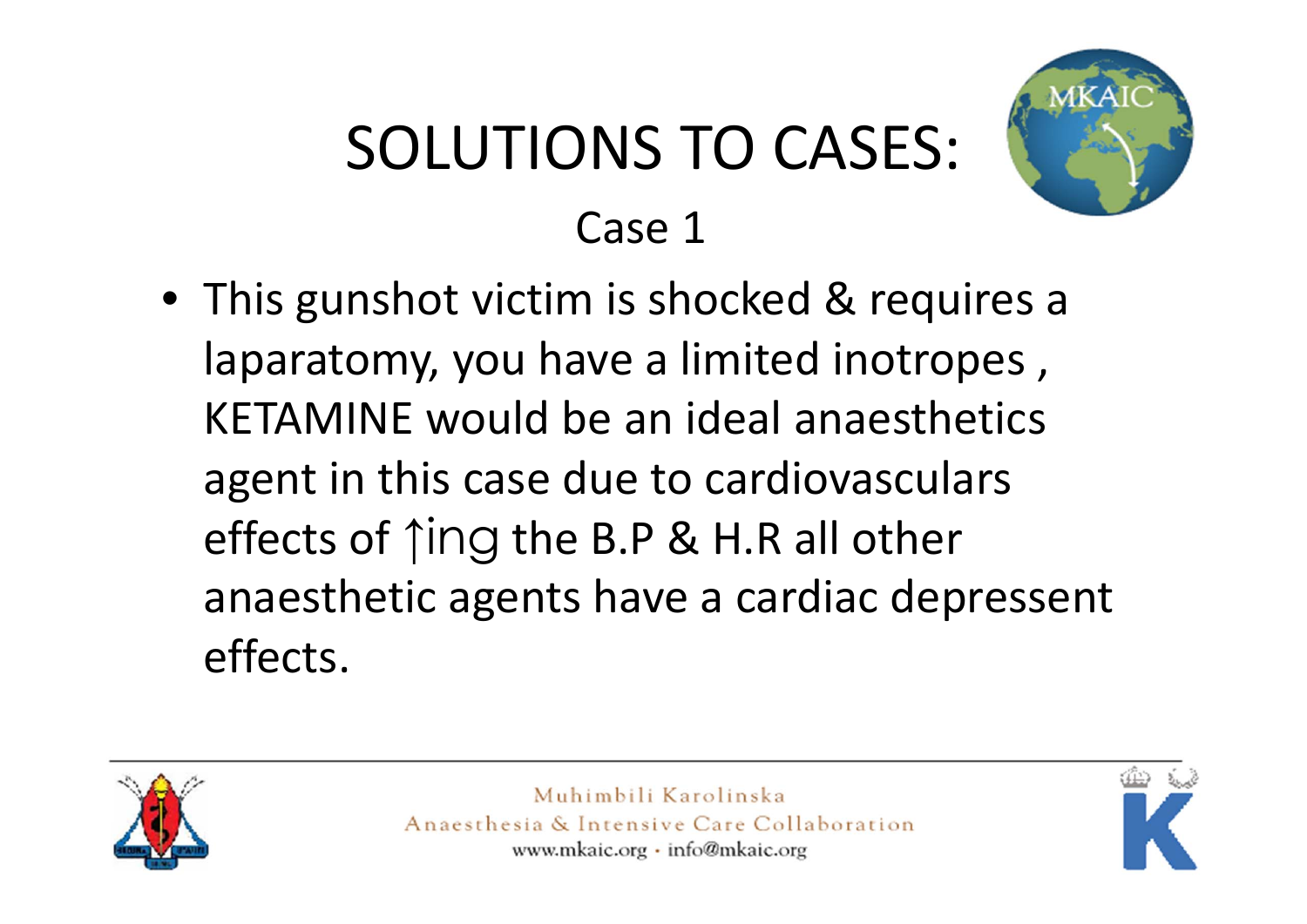# SOLUTIONS TO CASES:

## Case 1

- This gunshot victim is shocked & requires a laparatomy, you have a limited inotropes , KETAMINE would be an ideal anaesthetics agent in this case due to cardiovasculars effects of ↑ing the B.P & H.R all other anaesthetic agents have a cardiac depressent effects.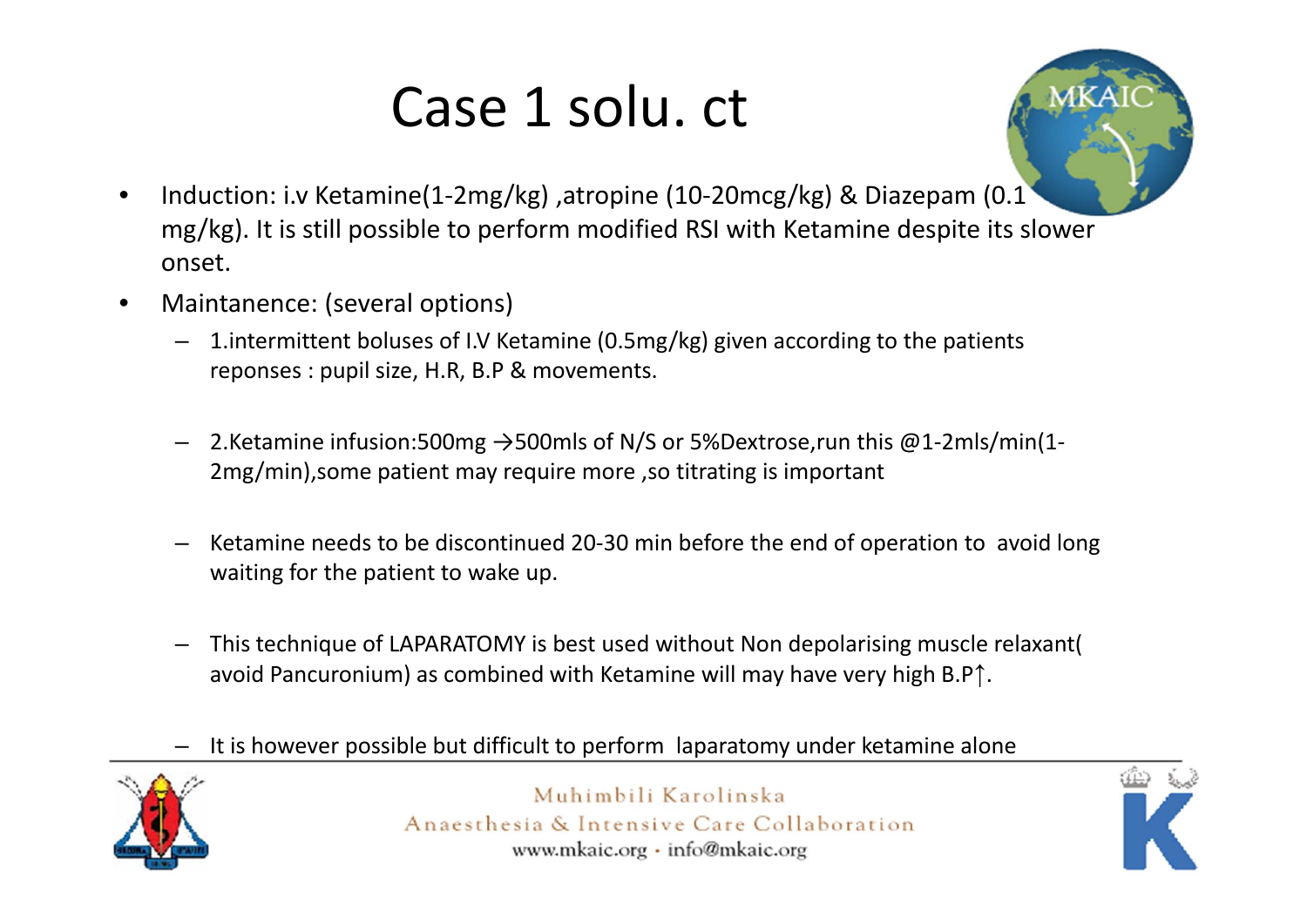# Case 1 solu. ct

- Induction: i.v Ketamine(1-2mg/kg) ,atropine (10-20mcg/kg) & Diazepam (0.1 mg/kg). It is still possible to perform modified RSI with Ketamine despite its slower onset.
- Maintanence: (several options)
  - 1.intermittent boluses of I.V Ketamine (0.5mg/kg) given according to the patients reponses : pupil size, H.R, B.P & movements.
  - 2.Ketamine infusion:500mg →500mls of N/S or 5%Dextrose,run this @1-2mls/min(1-2mg/min),some patient may require more ,so titrating is important
  - Ketamine needs to be discontinued 20-30 min before the end of operation to avoid long waiting for the patient to wake up.
  - This technique of LAPARATOMY is best used without Non depolarising muscle relaxant( avoid Pancuronium) as combined with Ketamine will may have very high B.P↑.
  - It is however possible but difficult to perform laparatomy under ketamine alone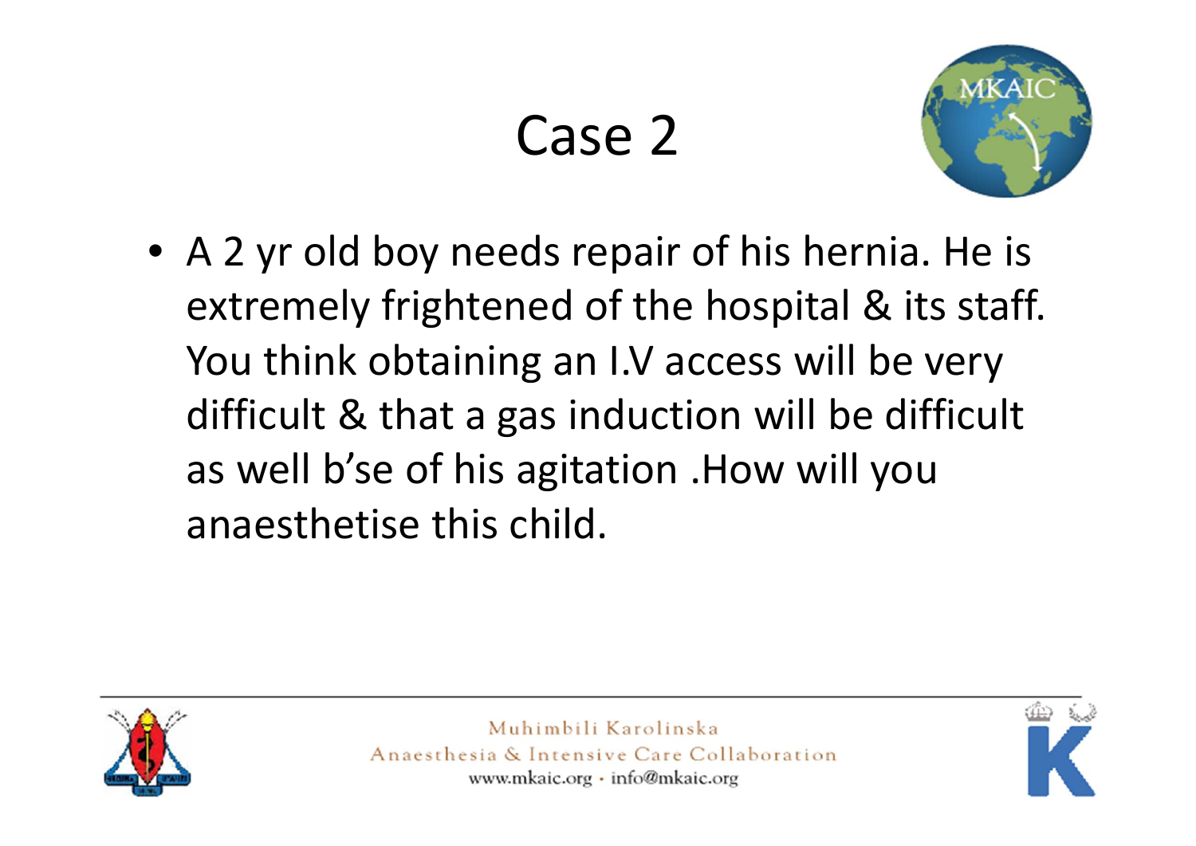# Case 2

- A 2 yr old boy needs repair of his hernia. He is extremely frightened of the hospital & its staff. You think obtaining an I.V access will be very difficult & that a gas induction will be difficult as well b'se of his agitation .How will you anaesthetise this child.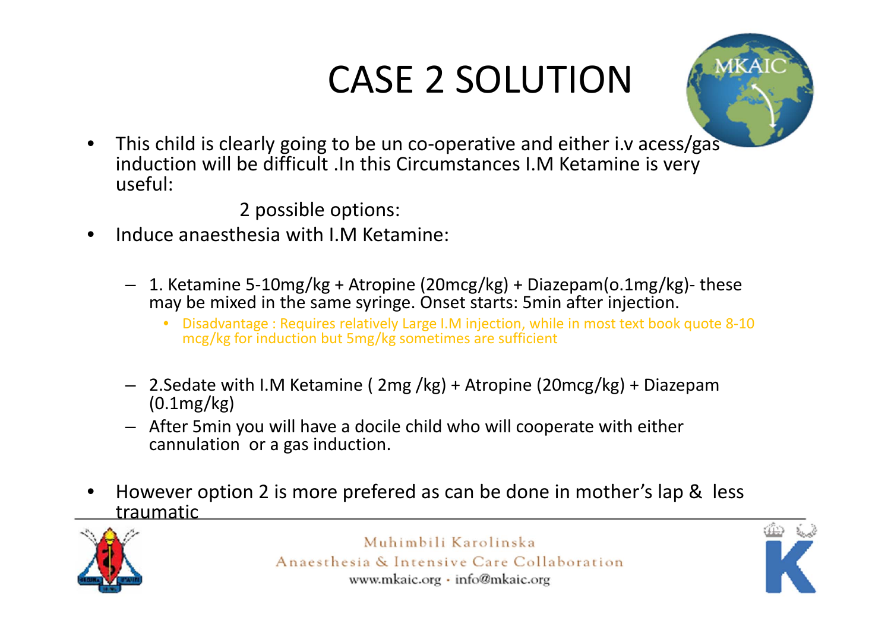# CASE 2 SOLUTION

- This child is clearly going to be un co-operative and either i.v acess/gas induction will be difficult .In this Circumstances I.M Ketamine is very useful:

  2 possible options:

- Induce anaesthesia with I.M Ketamine:
  - 1. Ketamine 5-10mg/kg + Atropine (20mcg/kg) + Diazepam(o.1mg/kg)- these may be mixed in the same syringe. Onset starts: 5min after injection.
    - Disadvantage : Requires relatively Large I.M injection, while in most text book quote 8-10 mcg/kg for induction but 5mg/kg sometimes are sufficient
  - 2.Sedate with I.M Ketamine ( 2mg /kg) + Atropine (20mcg/kg) + Diazepam (0.1mg/kg)
  - After 5min you will have a docile child who will cooperate with either cannulation or a gas induction.

- However option 2 is more prefered as can be done in mother's lap & less traumatic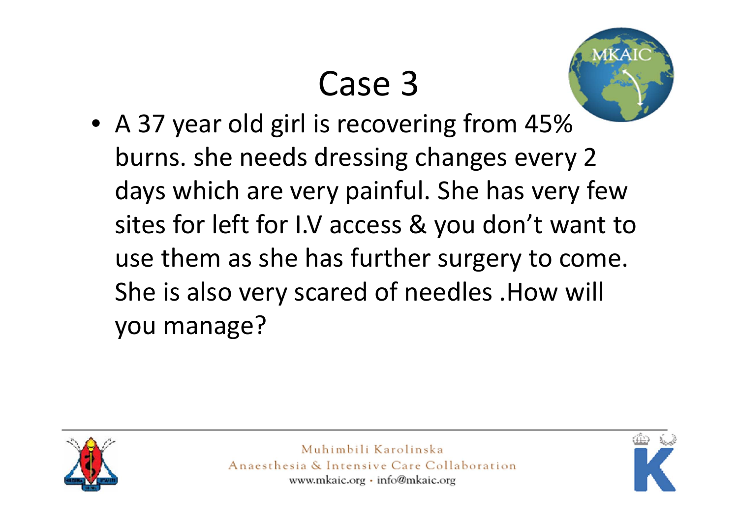# Case 3

- A 37 year old girl is recovering from 45% burns. she needs dressing changes every 2 days which are very painful. She has very few sites for left for I.V access & you don't want to use them as she has further surgery to come. She is also very scared of needles .How will you manage?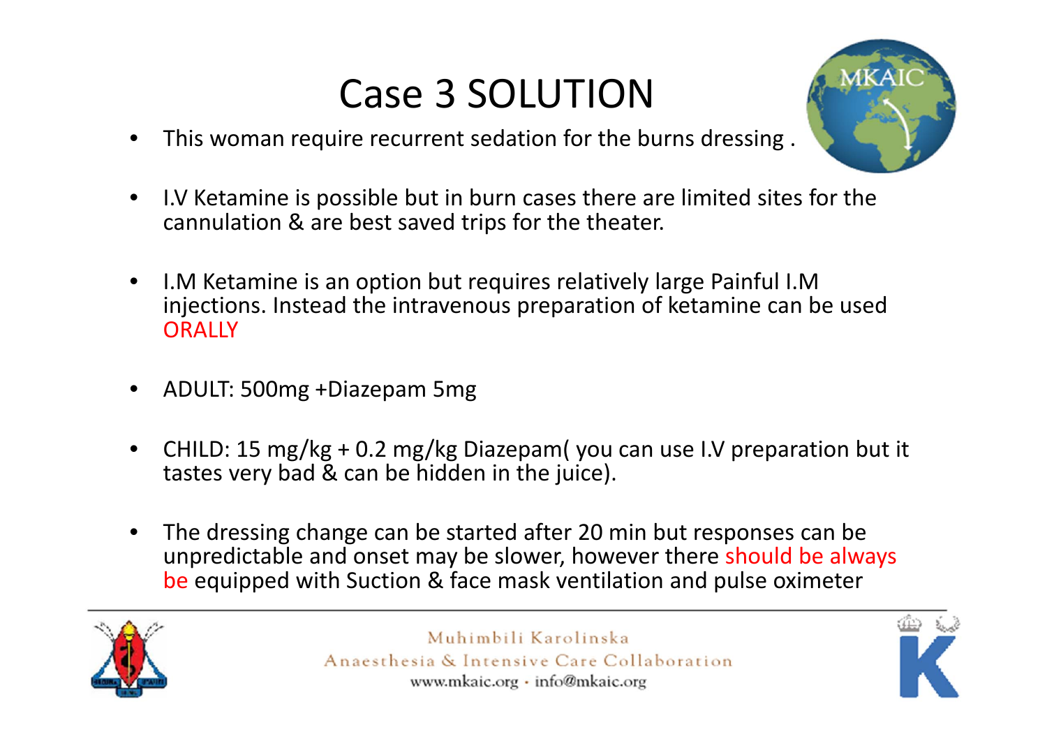# Case 3 SOLUTION

- This woman require recurrent sedation for the burns dressing .
- I.V Ketamine is possible but in burn cases there are limited sites for the cannulation & are best saved trips for the theater.
- I.M Ketamine is an option but requires relatively large Painful I.M injections. Instead the intravenous preparation of ketamine can be used ORALLY
- ADULT: 500mg +Diazepam 5mg
- CHILD: 15 mg/kg + 0.2 mg/kg Diazepam( you can use I.V preparation but it tastes very bad & can be hidden in the juice).
- The dressing change can be started after 20 min but responses can be unpredictable and onset may be slower, however there should be always be equipped with Suction & face mask ventilation and pulse oximeter

Muhimbili Karolinska
Anaesthesia & Intensive Care Collaboration
www.mkaic.org · info@mkaic.org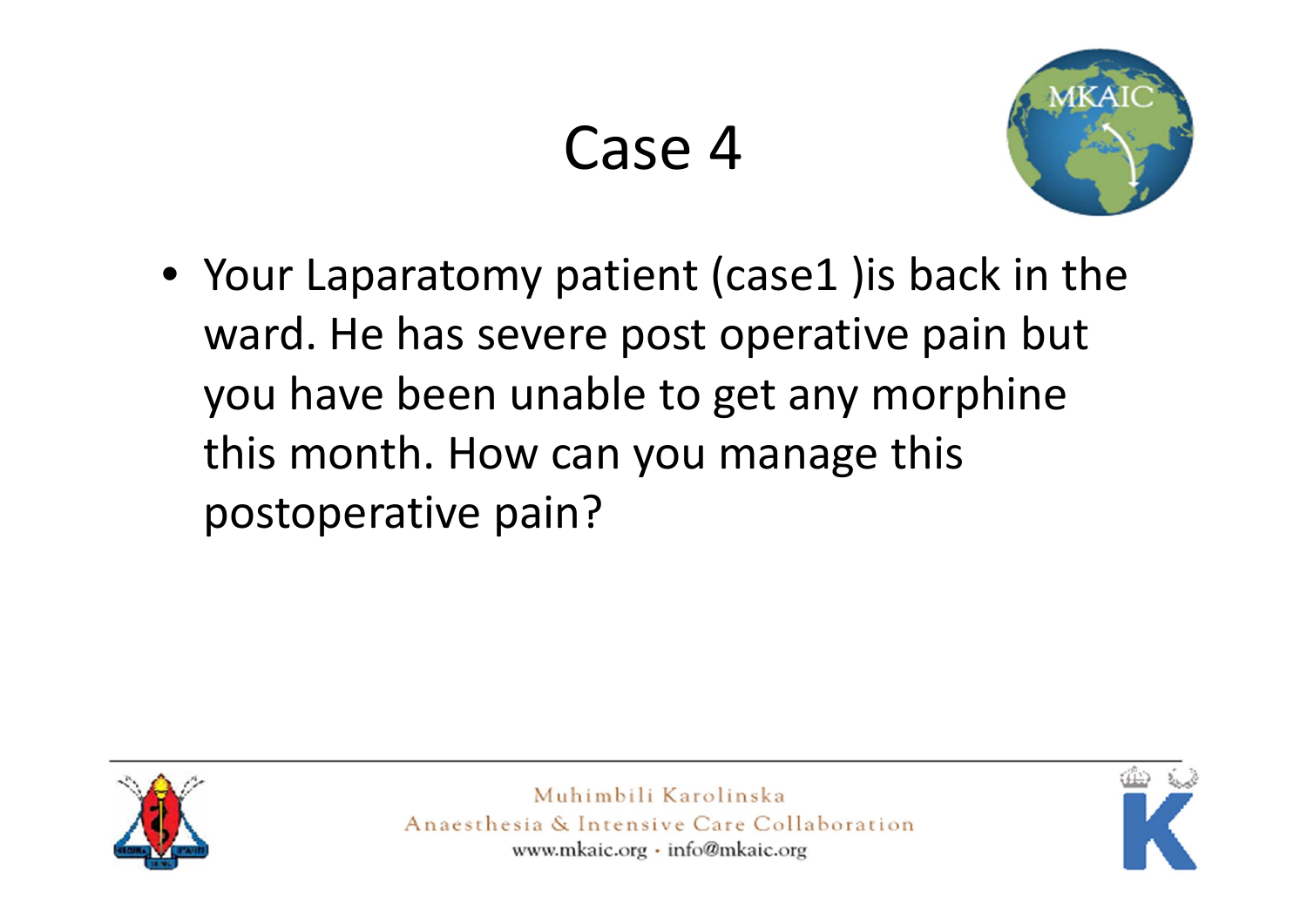# Case 4

- Your Laparatomy patient (case1 )is back in the ward. He has severe post operative pain but you have been unable to get any morphine this month. How can you manage this postoperative pain?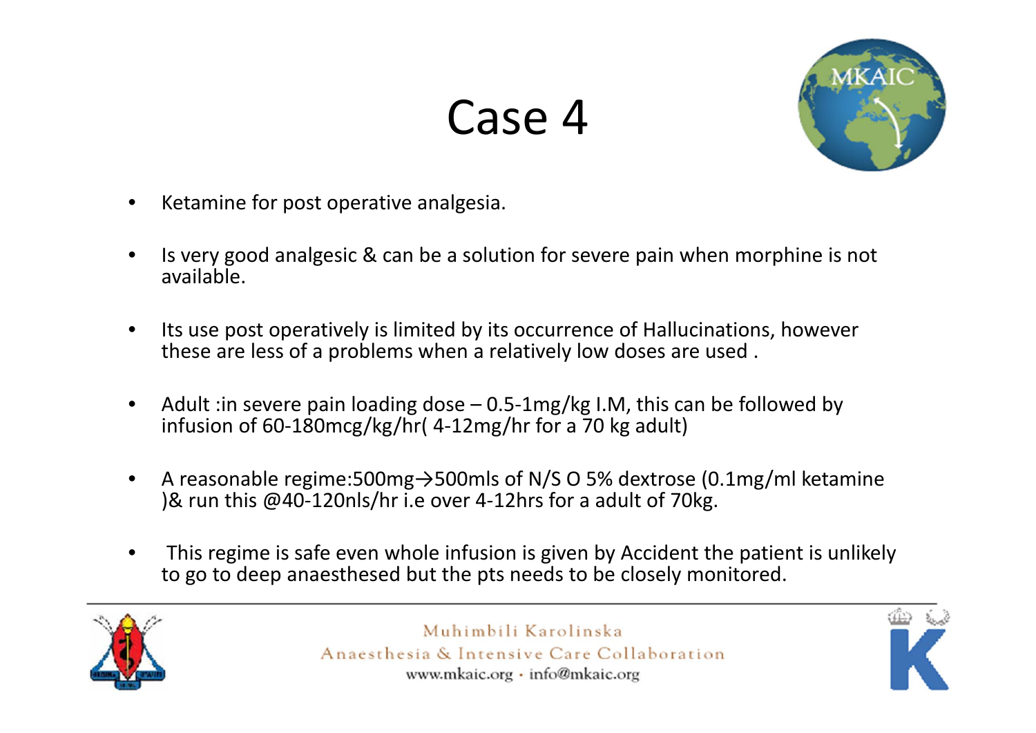# Case 4

- Ketamine for post operative analgesia.

- Is very good analgesic & can be a solution for severe pain when morphine is not available.

- Its use post operatively is limited by its occurrence of Hallucinations, however these are less of a problems when a relatively low doses are used .

- Adult :in severe pain loading dose – 0.5-1mg/kg I.M, this can be followed by infusion of 60-180mcg/kg/hr( 4-12mg/hr for a 70 kg adult)

- A reasonable regime:500mg→500mls of N/S O 5% dextrose (0.1mg/ml ketamine )& run this @40-120nls/hr i.e over 4-12hrs for a adult of 70kg.

- This regime is safe even whole infusion is given by Accident the patient is unlikely to go to deep anaesthesed but the pts needs to be closely monitored.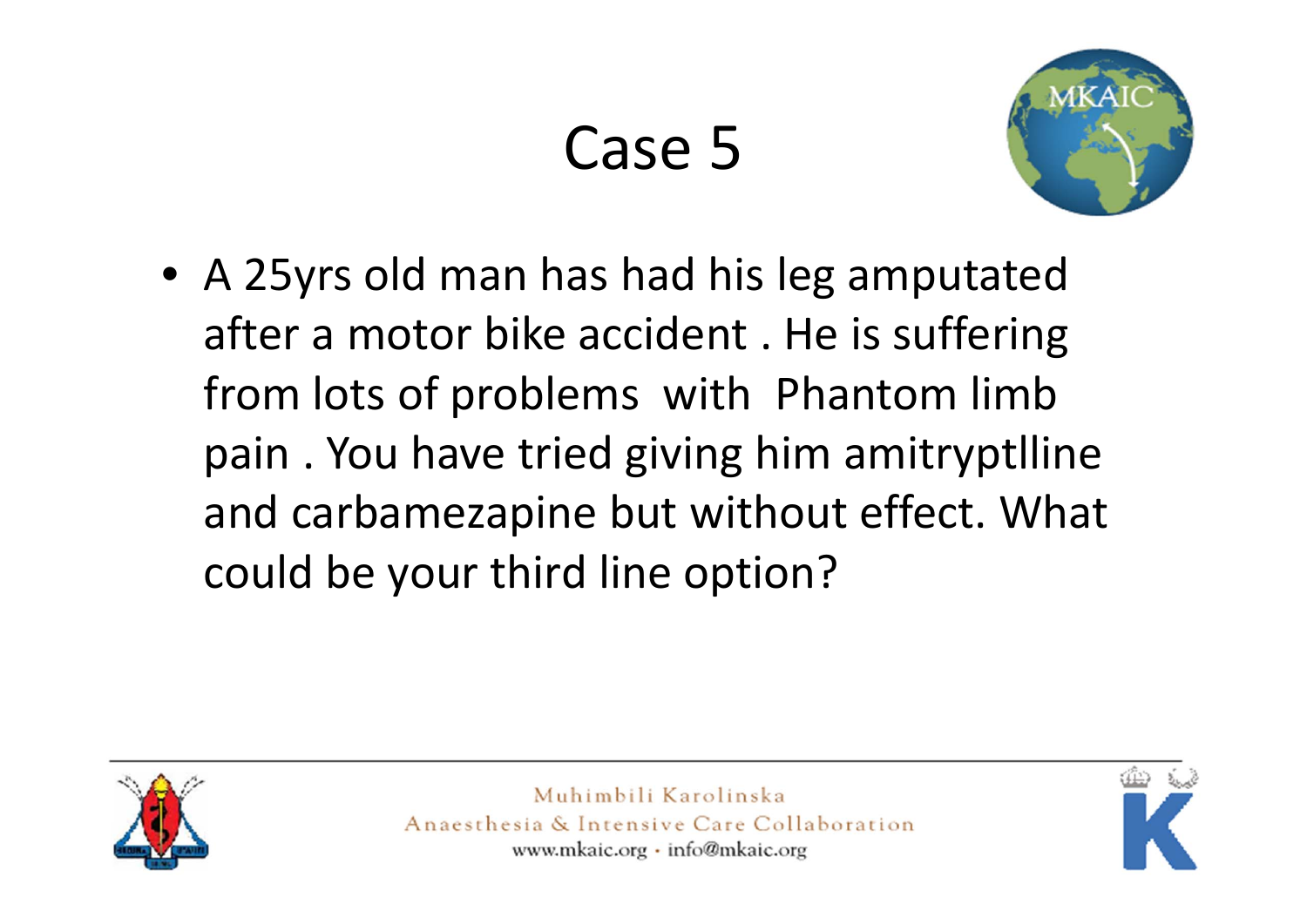# Case 5

- A 25yrs old man has had his leg amputated after a motor bike accident . He is suffering from lots of problems with Phantom limb pain . You have tried giving him amitryptlline and carbamezapine but without effect. What could be your third line option?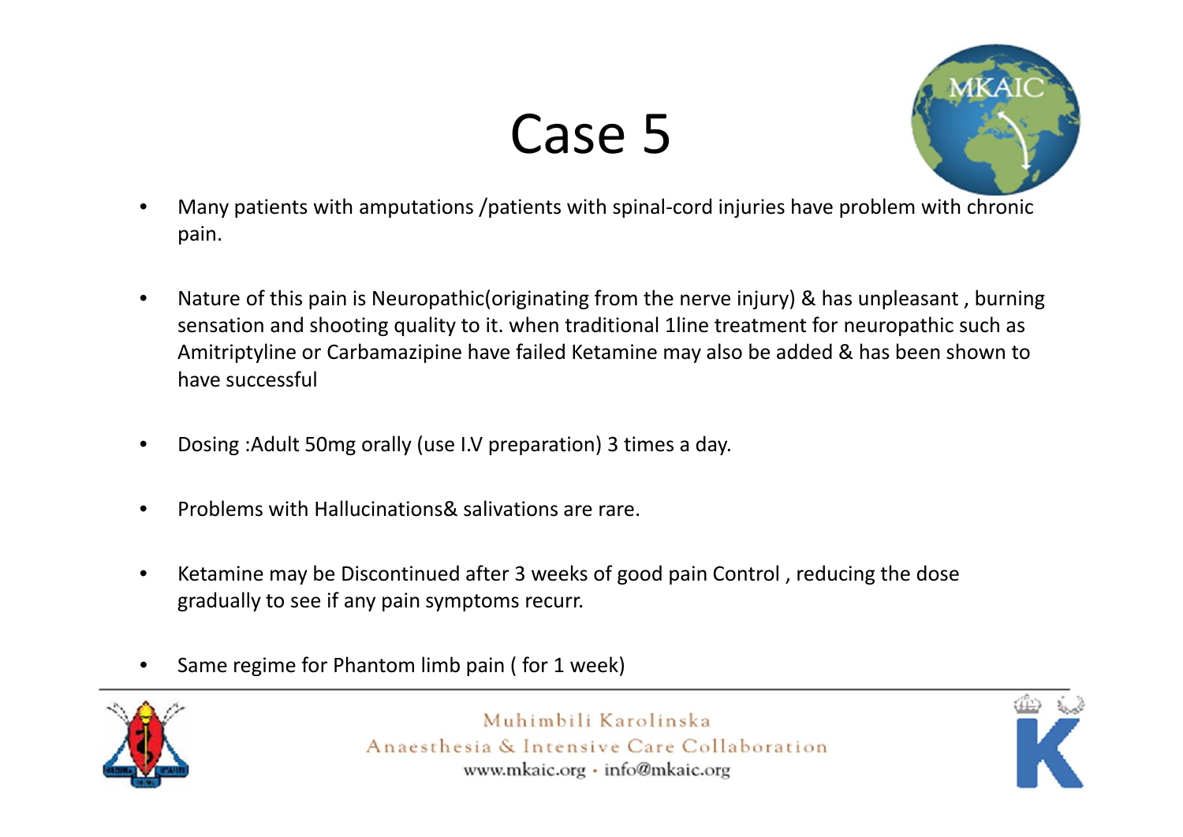# Case 5

- Many patients with amputations /patients with spinal-cord injuries have problem with chronic pain.

- Nature of this pain is Neuropathic(originating from the nerve injury) & has unpleasant , burning sensation and shooting quality to it. when traditional 1line treatment for neuropathic such as Amitriptyline or Carbamazipine have failed Ketamine may also be added & has been shown to have successful

- Dosing :Adult 50mg orally (use I.V preparation) 3 times a day.

- Problems with Hallucinations& salivations are rare.

- Ketamine may be Discontinued after 3 weeks of good pain Control , reducing the dose gradually to see if any pain symptoms recurr.

- Same regime for Phantom limb pain ( for 1 week)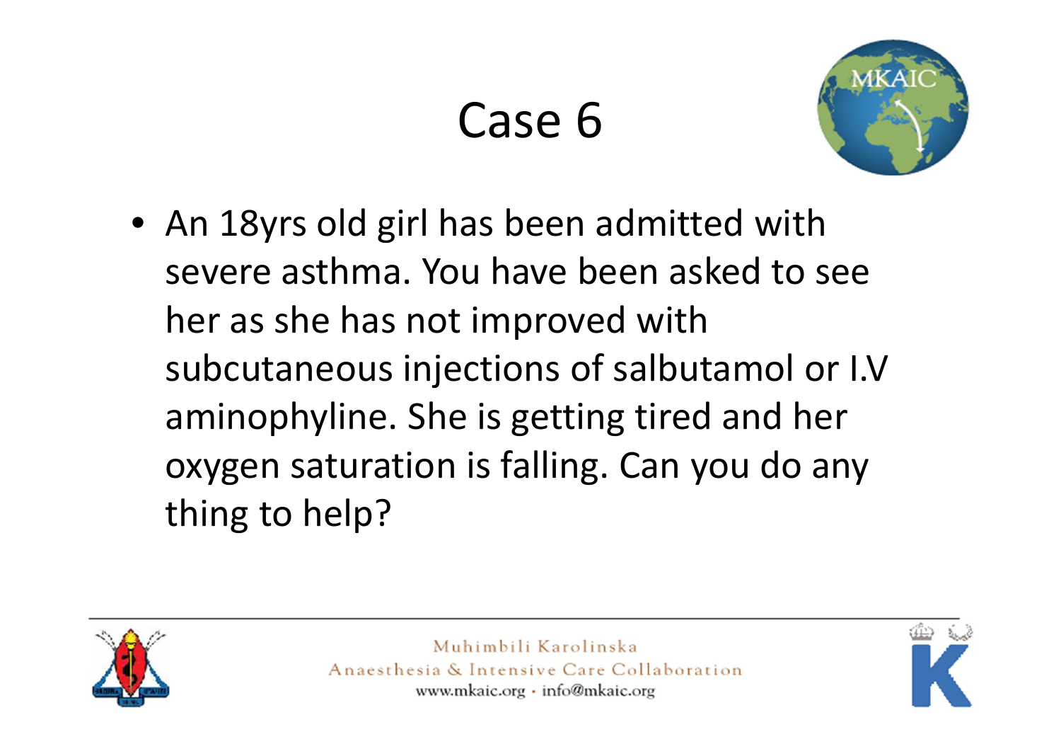# Case 6

- An 18yrs old girl has been admitted with severe asthma. You have been asked to see her as she has not improved with subcutaneous injections of salbutamol or I.V aminophyline. She is getting tired and her oxygen saturation is falling. Can you do any thing to help?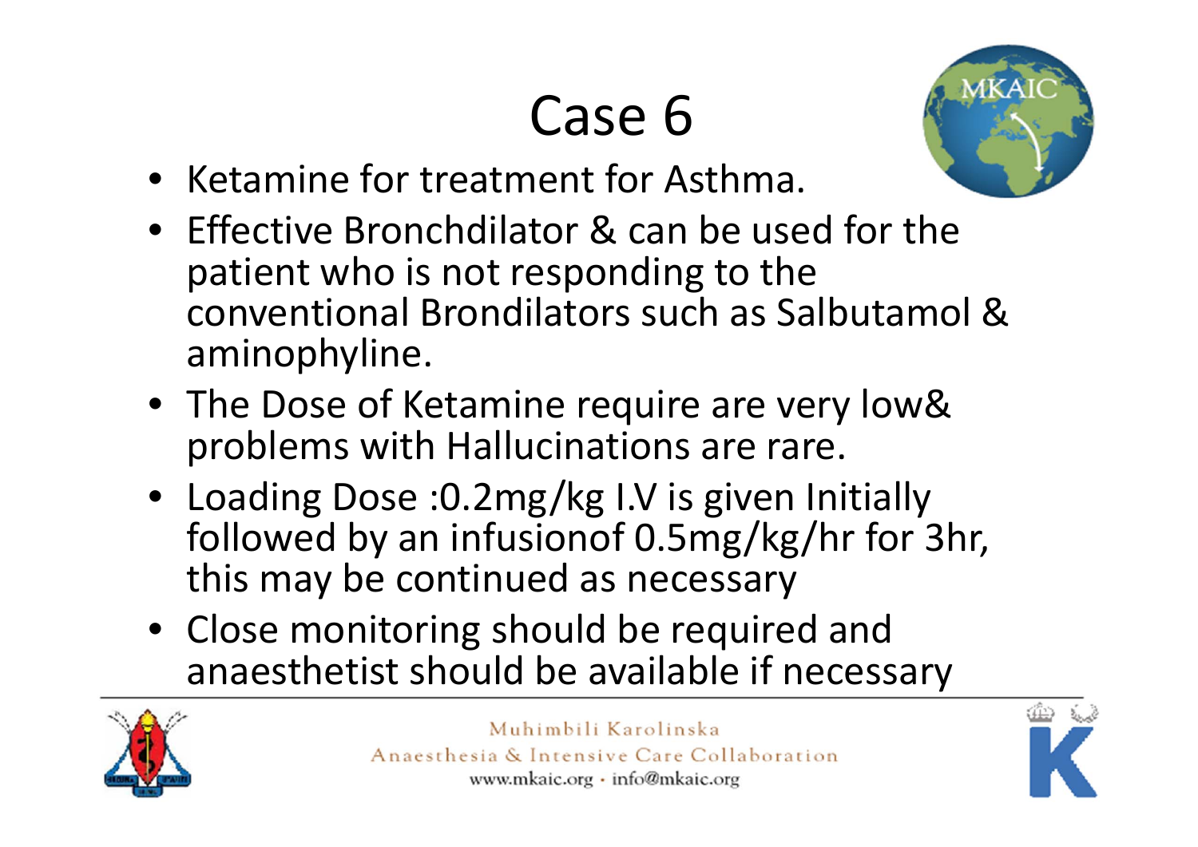# Case 6

- Ketamine for treatment for Asthma.
- Effective Bronchdilator & can be used for the patient who is not responding to the conventional Brondilators such as Salbutamol & aminophyline.
- The Dose of Ketamine require are very low& problems with Hallucinations are rare.
- Loading Dose :0.2mg/kg I.V is given Initially followed by an infusionof 0.5mg/kg/hr for 3hr, this may be continued as necessary
- Close monitoring should be required and anaesthetist should be available if necessary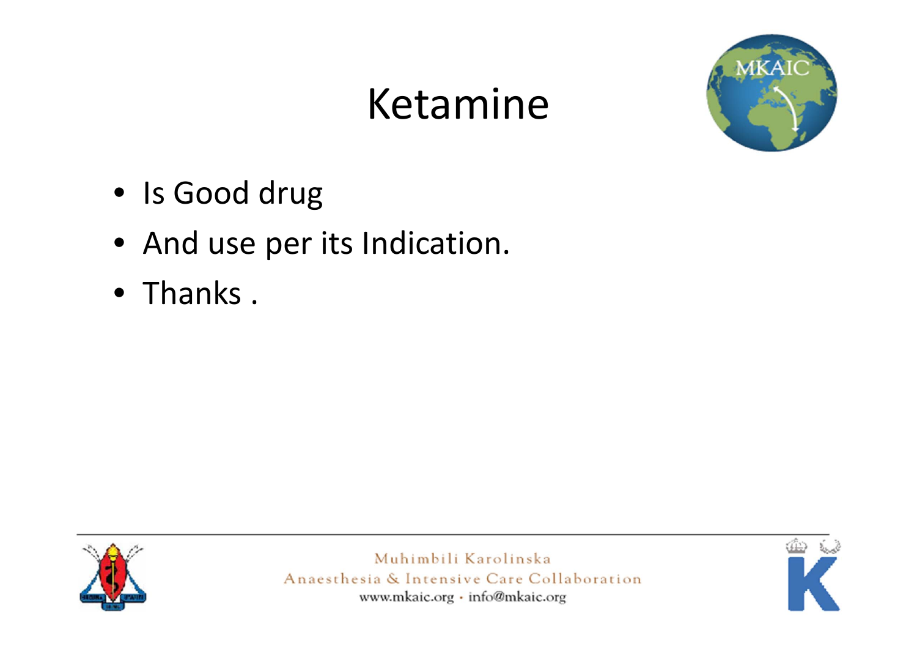# Ketamine

- Is Good drug
- And use per its Indication.
- Thanks .